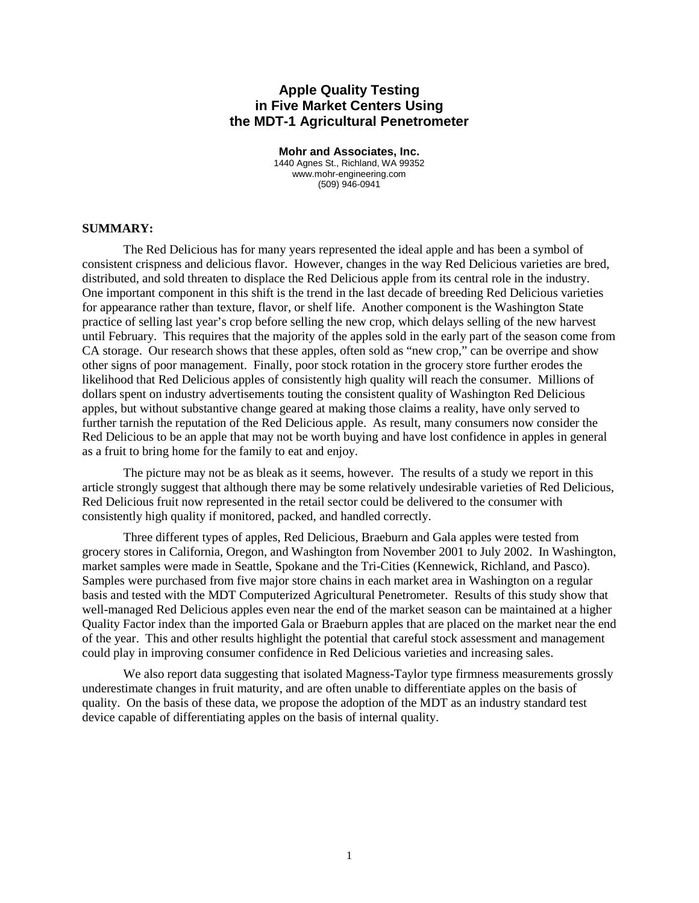# Apple Quality Testing in Five Market Centers Using the MDT-1 Agricultural Penetrometer

**Mohr and Associates, Inc.**
1440 Agnes St., Richland, WA 99352
www.mohr-engineering.com
(509) 946-0941

## SUMMARY:

The Red Delicious has for many years represented the ideal apple and has been a symbol of consistent crispness and delicious flavor. However, changes in the way Red Delicious varieties are bred, distributed, and sold threaten to displace the Red Delicious apple from its central role in the industry. One important component in this shift is the trend in the last decade of breeding Red Delicious varieties for appearance rather than texture, flavor, or shelf life. Another component is the Washington State practice of selling last year's crop before selling the new crop, which delays selling of the new harvest until February. This requires that the majority of the apples sold in the early part of the season come from CA storage. Our research shows that these apples, often sold as "new crop," can be overripe and show other signs of poor management. Finally, poor stock rotation in the grocery store further erodes the likelihood that Red Delicious apples of consistently high quality will reach the consumer. Millions of dollars spent on industry advertisements touting the consistent quality of Washington Red Delicious apples, but without substantive change geared at making those claims a reality, have only served to further tarnish the reputation of the Red Delicious apple. As result, many consumers now consider the Red Delicious to be an apple that may not be worth buying and have lost confidence in apples in general as a fruit to bring home for the family to eat and enjoy.

The picture may not be as bleak as it seems, however. The results of a study we report in this article strongly suggest that although there may be some relatively undesirable varieties of Red Delicious, Red Delicious fruit now represented in the retail sector could be delivered to the consumer with consistently high quality if monitored, packed, and handled correctly.

Three different types of apples, Red Delicious, Braeburn and Gala apples were tested from grocery stores in California, Oregon, and Washington from November 2001 to July 2002. In Washington, market samples were made in Seattle, Spokane and the Tri-Cities (Kennewick, Richland, and Pasco). Samples were purchased from five major store chains in each market area in Washington on a regular basis and tested with the MDT Computerized Agricultural Penetrometer. Results of this study show that well-managed Red Delicious apples even near the end of the market season can be maintained at a higher Quality Factor index than the imported Gala or Braeburn apples that are placed on the market near the end of the year. This and other results highlight the potential that careful stock assessment and management could play in improving consumer confidence in Red Delicious varieties and increasing sales.

We also report data suggesting that isolated Magness-Taylor type firmness measurements grossly underestimate changes in fruit maturity, and are often unable to differentiate apples on the basis of quality. On the basis of these data, we propose the adoption of the MDT as an industry standard test device capable of differentiating apples on the basis of internal quality.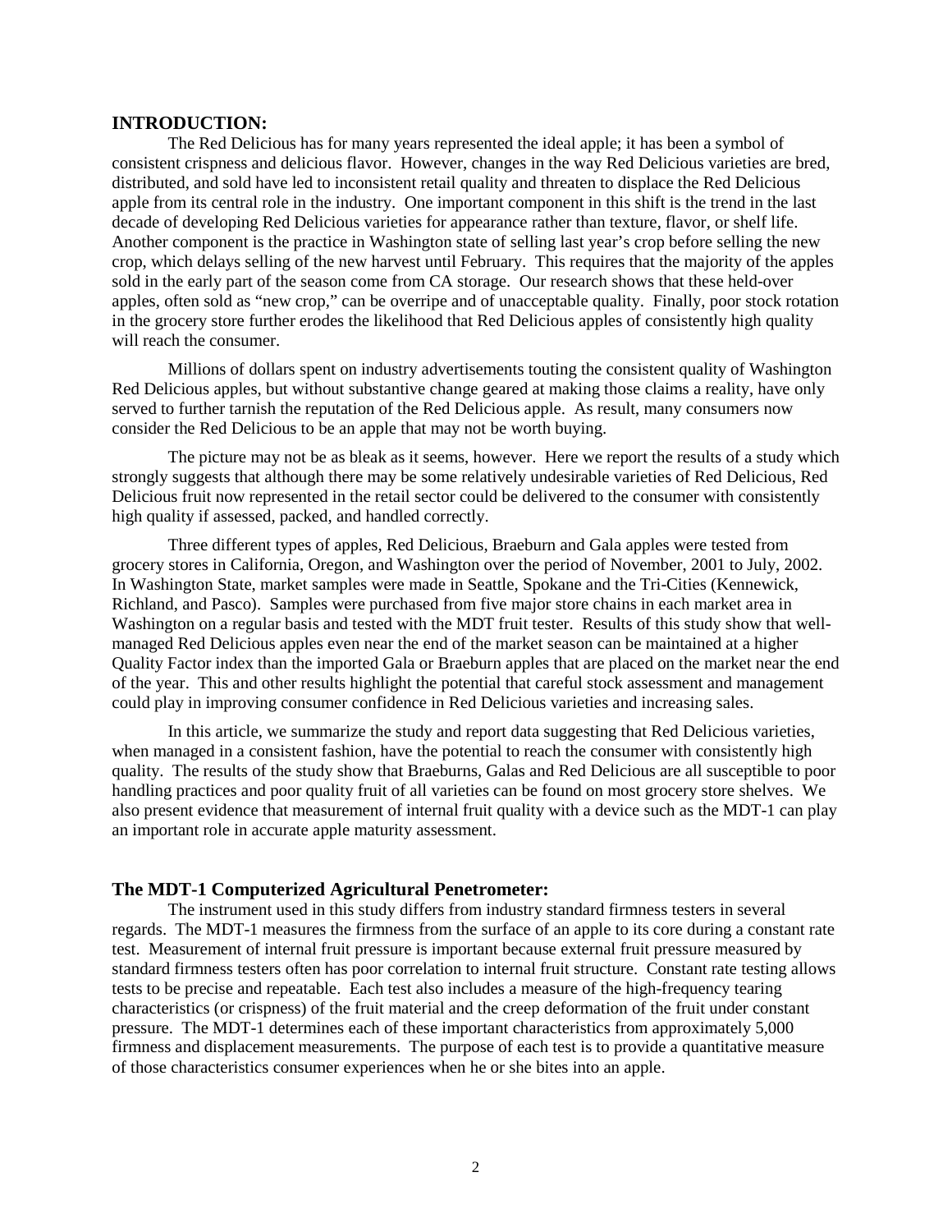## INTRODUCTION:

The Red Delicious has for many years represented the ideal apple; it has been a symbol of consistent crispness and delicious flavor. However, changes in the way Red Delicious varieties are bred, distributed, and sold have led to inconsistent retail quality and threaten to displace the Red Delicious apple from its central role in the industry. One important component in this shift is the trend in the last decade of developing Red Delicious varieties for appearance rather than texture, flavor, or shelf life. Another component is the practice in Washington state of selling last year's crop before selling the new crop, which delays selling of the new harvest until February. This requires that the majority of the apples sold in the early part of the season come from CA storage. Our research shows that these held-over apples, often sold as "new crop," can be overripe and of unacceptable quality. Finally, poor stock rotation in the grocery store further erodes the likelihood that Red Delicious apples of consistently high quality will reach the consumer.

Millions of dollars spent on industry advertisements touting the consistent quality of Washington Red Delicious apples, but without substantive change geared at making those claims a reality, have only served to further tarnish the reputation of the Red Delicious apple. As result, many consumers now consider the Red Delicious to be an apple that may not be worth buying.

The picture may not be as bleak as it seems, however. Here we report the results of a study which strongly suggests that although there may be some relatively undesirable varieties of Red Delicious, Red Delicious fruit now represented in the retail sector could be delivered to the consumer with consistently high quality if assessed, packed, and handled correctly.

Three different types of apples, Red Delicious, Braeburn and Gala apples were tested from grocery stores in California, Oregon, and Washington over the period of November, 2001 to July, 2002. In Washington State, market samples were made in Seattle, Spokane and the Tri-Cities (Kennewick, Richland, and Pasco). Samples were purchased from five major store chains in each market area in Washington on a regular basis and tested with the MDT fruit tester. Results of this study show that well-managed Red Delicious apples even near the end of the market season can be maintained at a higher Quality Factor index than the imported Gala or Braeburn apples that are placed on the market near the end of the year. This and other results highlight the potential that careful stock assessment and management could play in improving consumer confidence in Red Delicious varieties and increasing sales.

In this article, we summarize the study and report data suggesting that Red Delicious varieties, when managed in a consistent fashion, have the potential to reach the consumer with consistently high quality. The results of the study show that Braeburns, Galas and Red Delicious are all susceptible to poor handling practices and poor quality fruit of all varieties can be found on most grocery store shelves. We also present evidence that measurement of internal fruit quality with a device such as the MDT-1 can play an important role in accurate apple maturity assessment.

## The MDT-1 Computerized Agricultural Penetrometer:

The instrument used in this study differs from industry standard firmness testers in several regards. The MDT-1 measures the firmness from the surface of an apple to its core during a constant rate test. Measurement of internal fruit pressure is important because external fruit pressure measured by standard firmness testers often has poor correlation to internal fruit structure. Constant rate testing allows tests to be precise and repeatable. Each test also includes a measure of the high-frequency tearing characteristics (or crispness) of the fruit material and the creep deformation of the fruit under constant pressure. The MDT-1 determines each of these important characteristics from approximately 5,000 firmness and displacement measurements. The purpose of each test is to provide a quantitative measure of those characteristics consumer experiences when he or she bites into an apple.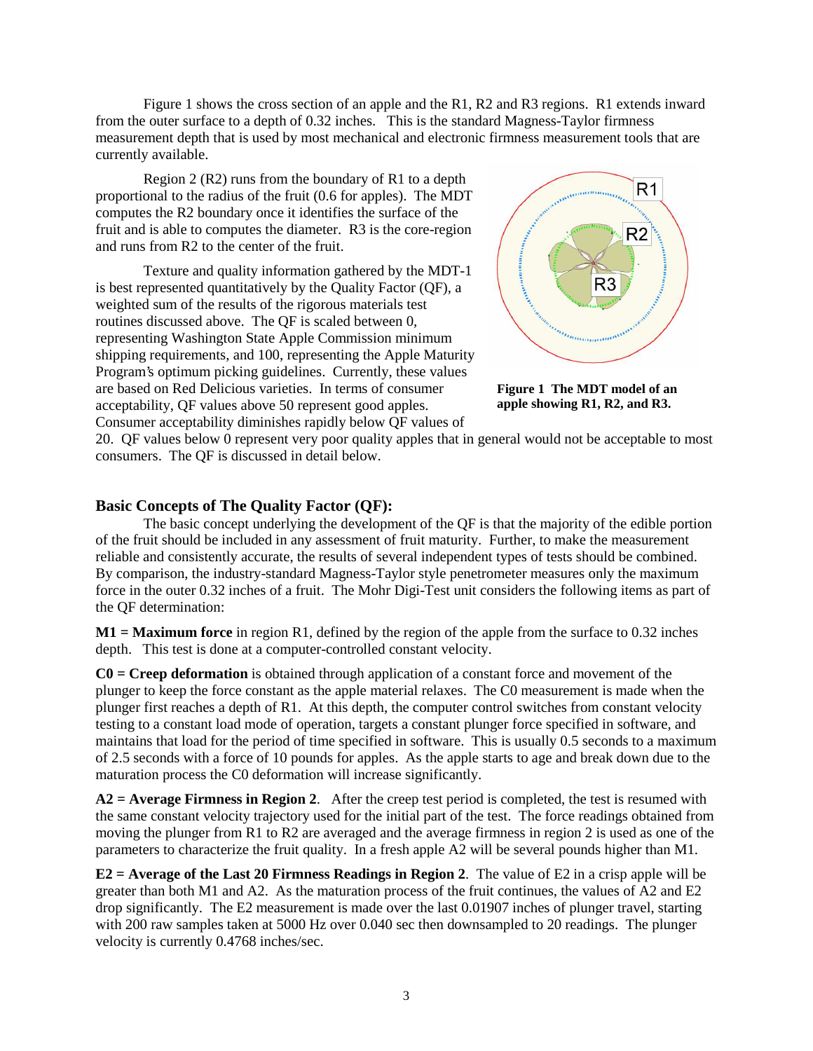Figure 1 shows the cross section of an apple and the R1, R2 and R3 regions. R1 extends inward from the outer surface to a depth of 0.32 inches. This is the standard Magness-Taylor firmness measurement depth that is used by most mechanical and electronic firmness measurement tools that are currently available.

Region 2 (R2) runs from the boundary of R1 to a depth proportional to the radius of the fruit (0.6 for apples). The MDT computes the R2 boundary once it identifies the surface of the fruit and is able to computes the diameter. R3 is the core-region and runs from R2 to the center of the fruit.

Texture and quality information gathered by the MDT-1 is best represented quantitatively by the Quality Factor (QF), a weighted sum of the results of the rigorous materials test routines discussed above. The QF is scaled between 0, representing Washington State Apple Commission minimum shipping requirements, and 100, representing the Apple Maturity Program's optimum picking guidelines. Currently, these values are based on Red Delicious varieties. In terms of consumer acceptability, QF values above 50 represent good apples. Consumer acceptability diminishes rapidly below QF values of 20. QF values below 0 represent very poor quality apples that in general would not be acceptable to most consumers. The QF is discussed in detail below.

R1

R2

R3

**Figure 1 The MDT model of an apple showing R1, R2, and R3.**

### Basic Concepts of The Quality Factor (QF):

The basic concept underlying the development of the QF is that the majority of the edible portion of the fruit should be included in any assessment of fruit maturity. Further, to make the measurement reliable and consistently accurate, the results of several independent types of tests should be combined. By comparison, the industry-standard Magness-Taylor style penetrometer measures only the maximum force in the outer 0.32 inches of a fruit. The Mohr Digi-Test unit considers the following items as part of the QF determination:

**M1 = Maximum force** in region R1, defined by the region of the apple from the surface to 0.32 inches depth. This test is done at a computer-controlled constant velocity.

**C0 = Creep deformation** is obtained through application of a constant force and movement of the plunger to keep the force constant as the apple material relaxes. The C0 measurement is made when the plunger first reaches a depth of R1. At this depth, the computer control switches from constant velocity testing to a constant load mode of operation, targets a constant plunger force specified in software, and maintains that load for the period of time specified in software. This is usually 0.5 seconds to a maximum of 2.5 seconds with a force of 10 pounds for apples. As the apple starts to age and break down due to the maturation process the C0 deformation will increase significantly.

**A2 = Average Firmness in Region 2**. After the creep test period is completed, the test is resumed with the same constant velocity trajectory used for the initial part of the test. The force readings obtained from moving the plunger from R1 to R2 are averaged and the average firmness in region 2 is used as one of the parameters to characterize the fruit quality. In a fresh apple A2 will be several pounds higher than M1.

**E2 = Average of the Last 20 Firmness Readings in Region 2**. The value of E2 in a crisp apple will be greater than both M1 and A2. As the maturation process of the fruit continues, the values of A2 and E2 drop significantly. The E2 measurement is made over the last 0.01907 inches of plunger travel, starting with 200 raw samples taken at 5000 Hz over 0.040 sec then downsampled to 20 readings. The plunger velocity is currently 0.4768 inches/sec.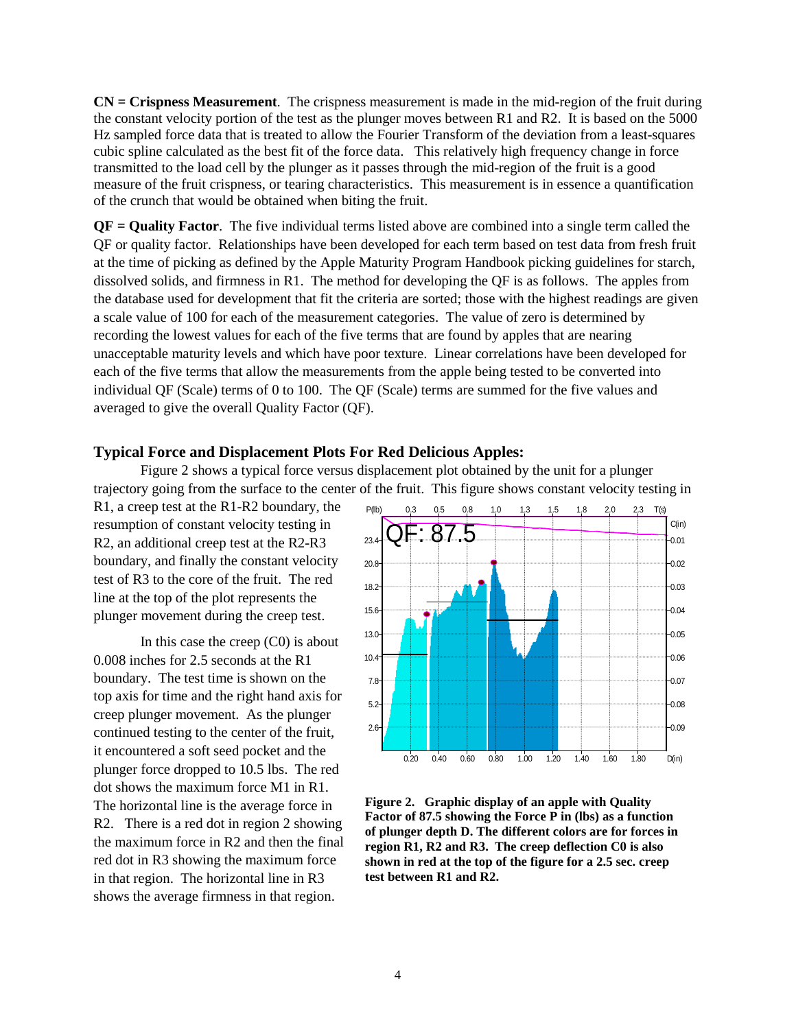**CN = Crispness Measurement**. The crispness measurement is made in the mid-region of the fruit during the constant velocity portion of the test as the plunger moves between R1 and R2. It is based on the 5000 Hz sampled force data that is treated to allow the Fourier Transform of the deviation from a least-squares cubic spline calculated as the best fit of the force data. This relatively high frequency change in force transmitted to the load cell by the plunger as it passes through the mid-region of the fruit is a good measure of the fruit crispness, or tearing characteristics. This measurement is in essence a quantification of the crunch that would be obtained when biting the fruit.

**QF = Quality Factor**. The five individual terms listed above are combined into a single term called the QF or quality factor. Relationships have been developed for each term based on test data from fresh fruit at the time of picking as defined by the Apple Maturity Program Handbook picking guidelines for starch, dissolved solids, and firmness in R1. The method for developing the QF is as follows. The apples from the database used for development that fit the criteria are sorted; those with the highest readings are given a scale value of 100 for each of the measurement categories. The value of zero is determined by recording the lowest values for each of the five terms that are found by apples that are nearing unacceptable maturity levels and which have poor texture. Linear correlations have been developed for each of the five terms that allow the measurements from the apple being tested to be converted into individual QF (Scale) terms of 0 to 100. The QF (Scale) terms are summed for the five values and averaged to give the overall Quality Factor (QF).

## Typical Force and Displacement Plots For Red Delicious Apples:

Figure 2 shows a typical force versus displacement plot obtained by the unit for a plunger trajectory going from the surface to the center of the fruit. This figure shows constant velocity testing in R1, a creep test at the R1-R2 boundary, the resumption of constant velocity testing in R2, an additional creep test at the R2-R3 boundary, and finally the constant velocity test of R3 to the core of the fruit. The red line at the top of the plot represents the plunger movement during the creep test.

In this case the creep (C0) is about 0.008 inches for 2.5 seconds at the R1 boundary. The test time is shown on the top axis for time and the right hand axis for creep plunger movement. As the plunger continued testing to the center of the fruit, it encountered a soft seed pocket and the plunger force dropped to 10.5 lbs. The red dot shows the maximum force M1 in R1. The horizontal line is the average force in R2. There is a red dot in region 2 showing the maximum force in R2 and then the final red dot in R3 showing the maximum force in that region. The horizontal line in R3 shows the average firmness in that region.

**Figure 2. Graphic display of an apple with Quality Factor of 87.5 showing the Force P in (lbs) as a function of plunger depth D. The different colors are for forces in region R1, R2 and R3. The creep deflection C0 is also shown in red at the top of the figure for a 2.5 sec. creep test between R1 and R2.**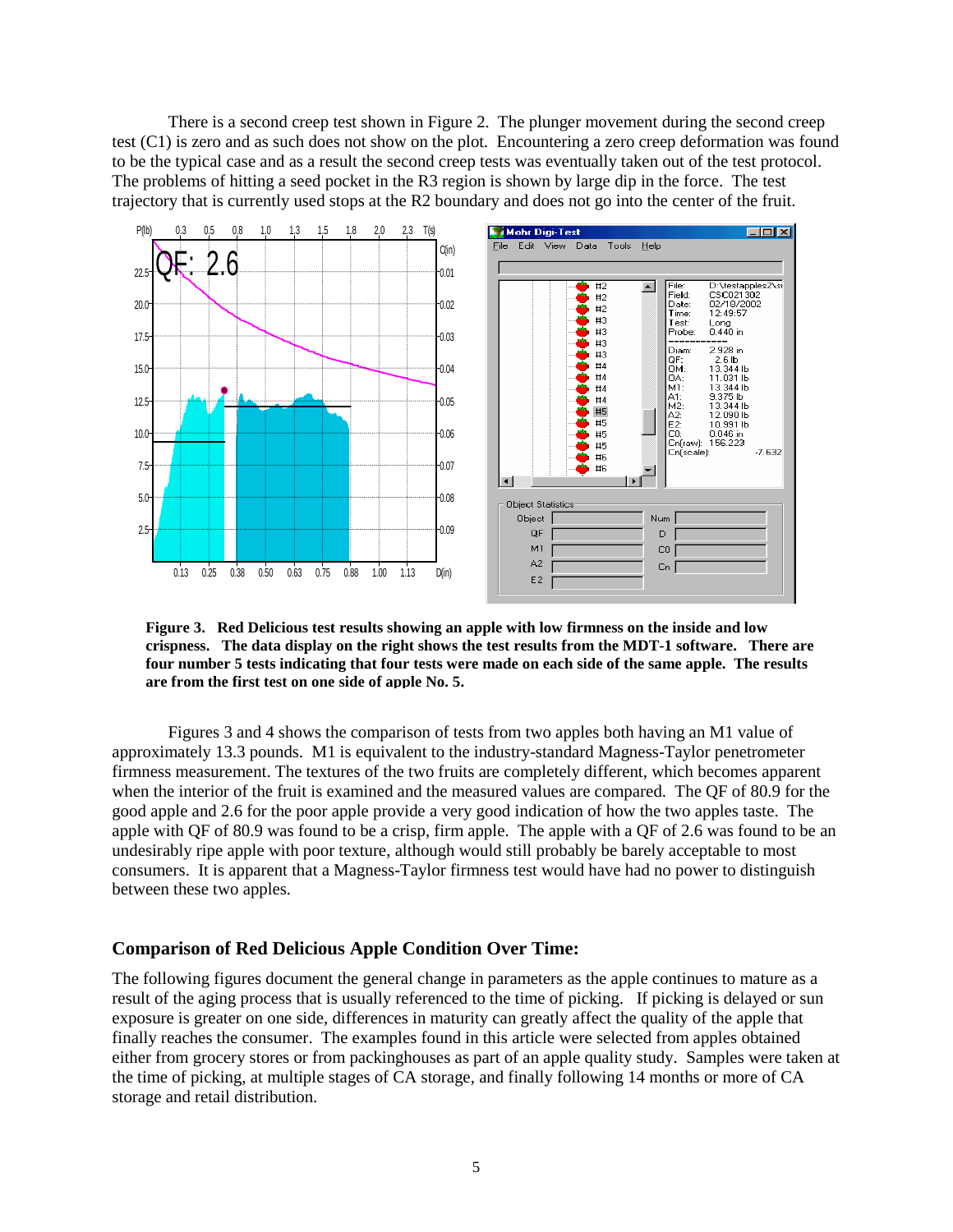There is a second creep test shown in Figure 2. The plunger movement during the second creep test (C1) is zero and as such does not show on the plot. Encountering a zero creep deformation was found to be the typical case and as a result the second creep tests was eventually taken out of the test protocol. The problems of hitting a seed pocket in the R3 region is shown by large dip in the force. The test trajectory that is currently used stops at the R2 boundary and does not go into the center of the fruit.

P(lb)
0.3 0.5 0.8 1.0 1.3 1.5 1.8 2.0 2.3 T(s)
C(in)
QF: 2.6
22.5 20.0 17.5 15.0 12.5 10.0 7.5 5.0 2.5
0.01 0.02 0.03 0.04 0.05 0.06 0.07 0.08 0.09
0.13 0.25 0.38 0.50 0.63 0.75 0.88 1.00 1.13 D(in)

Mohr Digi-Test
File Edit View Data Tools Help
#2 #2 #2 #3 #3 #3 #3 #4 #4 #4 #4 #5 #5 #5 #5 #6 #6
File: D:\testapples2\s
Field: CSC021302
Date: 02/18/2002
Time: 12:49:57
Test: Long
Probe: 0.440 in
Diam: 2.928 in
QF: 2.6 lb
OM: 13.344 lb
OA: 11.031 lb
M1: 13.344 lb
A1: 9.375 lb
M2: 13.344 lb
A2: 12.090 lb
E2: 10.991 lb
C0: 0.046 in
Cn(raw): 156.223
Cn(scale): -7.632
Object Statistics
Object Num
QF D
M1 C0
A2 Cn
E2

**Figure 3. Red Delicious test results showing an apple with low firmness on the inside and low crispness. The data display on the right shows the test results from the MDT-1 software. There are four number 5 tests indicating that four tests were made on each side of the same apple. The results are from the first test on one side of apple No. 5.**

Figures 3 and 4 shows the comparison of tests from two apples both having an M1 value of approximately 13.3 pounds. M1 is equivalent to the industry-standard Magness-Taylor penetrometer firmness measurement. The textures of the two fruits are completely different, which becomes apparent when the interior of the fruit is examined and the measured values are compared. The QF of 80.9 for the good apple and 2.6 for the poor apple provide a very good indication of how the two apples taste. The apple with QF of 80.9 was found to be a crisp, firm apple. The apple with a QF of 2.6 was found to be an undesirably ripe apple with poor texture, although would still probably be barely acceptable to most consumers. It is apparent that a Magness-Taylor firmness test would have had no power to distinguish between these two apples.

## Comparison of Red Delicious Apple Condition Over Time:

The following figures document the general change in parameters as the apple continues to mature as a result of the aging process that is usually referenced to the time of picking. If picking is delayed or sun exposure is greater on one side, differences in maturity can greatly affect the quality of the apple that finally reaches the consumer. The examples found in this article were selected from apples obtained either from grocery stores or from packinghouses as part of an apple quality study. Samples were taken at the time of picking, at multiple stages of CA storage, and finally following 14 months or more of CA storage and retail distribution.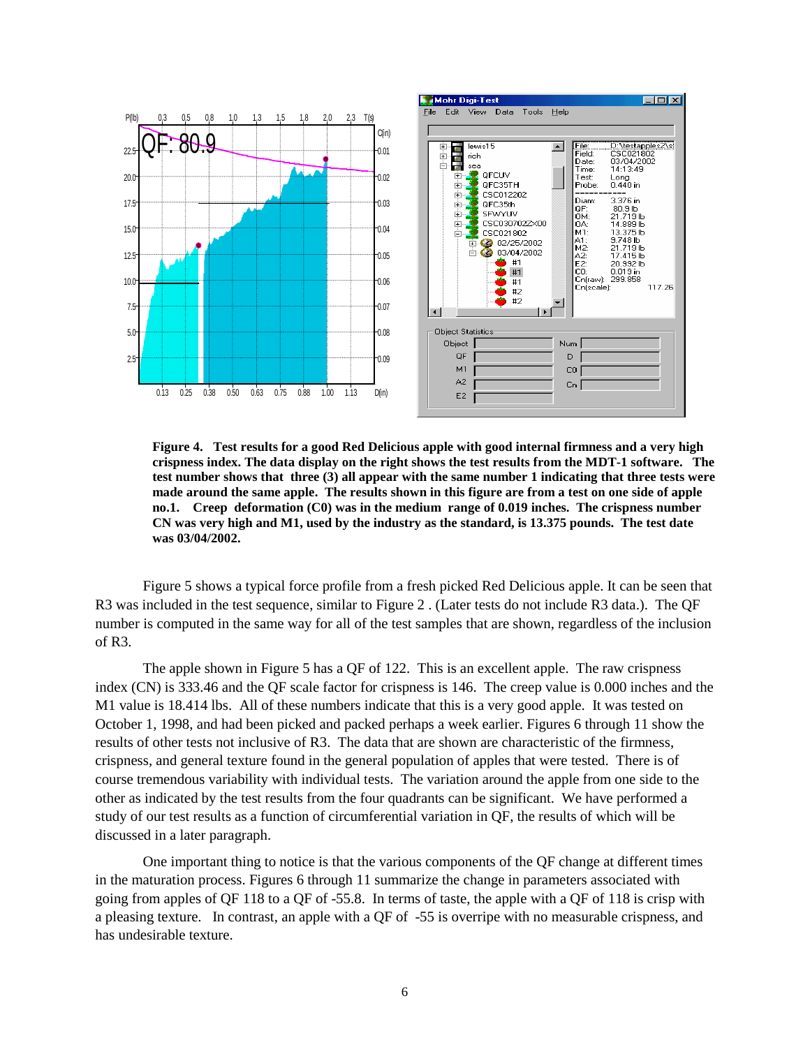P(lb) 0.3 0.5 0.8 1.0 1.3 1.5 1.8 2.0 2.3 T(s)

QF: 80.9

C(in)

22.5 20.0 17.5 15.0 12.5 10.0 7.5 5.0 2.5

0.01 0.02 0.03 0.04 0.05 0.06 0.07 0.08 0.09

0.13 0.25 0.38 0.50 0.63 0.75 0.88 1.00 1.13 D(in)

Mohr Digi-Test

File Edit View Data Tools Help

lewis15
rich
sco
QFCUV
QFC35TH
CSC012202
QFC35th
SFWYUV
CSC030702ZX00
CSC021802
02/25/2002
03/04/2002
#1
#1
#1
#2
#2

File: D:\testapples2\s
Field: CSC021802
Date: 03/04/2002
Time: 14:13:49
Test: Long
Probe: 0.440 in

Diam: 3.376 in
QF: 80.9 lb
OM: 21.719 lb
OA: 14.889 lb
M1: 13.375 lb
A1: 9.748 lb
M2: 21.719 lb
A2: 17.415 lb
E2: 20.992 lb
C0: 0.019 in
Cn(raw): 299.858
Cn(scale): 117.26

Object Statistics

Object
QF
M1
A2
E2
Num
D
C0
Cn

**Figure 4. Test results for a good Red Delicious apple with good internal firmness and a very high crispness index. The data display on the right shows the test results from the MDT-1 software. The test number shows that three (3) all appear with the same number 1 indicating that three tests were made around the same apple. The results shown in this figure are from a test on one side of apple no.1. Creep deformation (C0) was in the medium range of 0.019 inches. The crispness number CN was very high and M1, used by the industry as the standard, is 13.375 pounds. The test date was 03/04/2002.**

Figure 5 shows a typical force profile from a fresh picked Red Delicious apple. It can be seen that R3 was included in the test sequence, similar to Figure 2 . (Later tests do not include R3 data.). The QF number is computed in the same way for all of the test samples that are shown, regardless of the inclusion of R3.

The apple shown in Figure 5 has a QF of 122. This is an excellent apple. The raw crispness index (CN) is 333.46 and the QF scale factor for crispness is 146. The creep value is 0.000 inches and the M1 value is 18.414 lbs. All of these numbers indicate that this is a very good apple. It was tested on October 1, 1998, and had been picked and packed perhaps a week earlier. Figures 6 through 11 show the results of other tests not inclusive of R3. The data that are shown are characteristic of the firmness, crispness, and general texture found in the general population of apples that were tested. There is of course tremendous variability with individual tests. The variation around the apple from one side to the other as indicated by the test results from the four quadrants can be significant. We have performed a study of our test results as a function of circumferential variation in QF, the results of which will be discussed in a later paragraph.

One important thing to notice is that the various components of the QF change at different times in the maturation process. Figures 6 through 11 summarize the change in parameters associated with going from apples of QF 118 to a QF of -55.8. In terms of taste, the apple with a QF of 118 is crisp with a pleasing texture. In contrast, an apple with a QF of -55 is overripe with no measurable crispness, and has undesirable texture.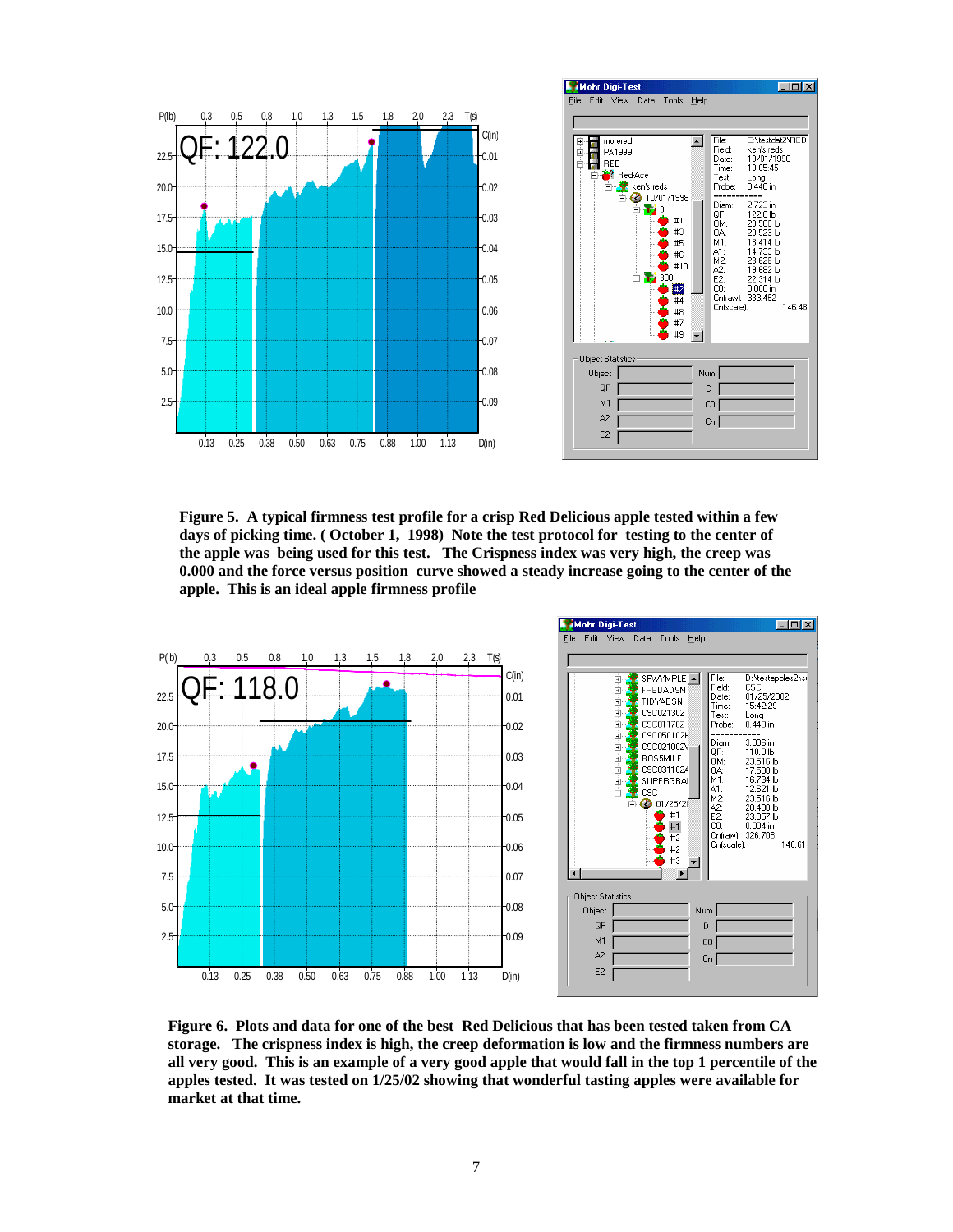P(lb) 0.3 0.5 0.8 1.0 1.3 1.5 1.8 2.0 2.3 T(s)

QF: 122.0

C(in)

22.5 20.0 17.5 15.0 12.5 10.0 7.5 5.0 2.5

0.01 0.02 0.03 0.04 0.05 0.06 0.07 0.08 0.09

0.13 0.25 0.38 0.50 0.63 0.75 0.88 1.00 1.13 D(in)

Mohr Digi-Test

File Edit View Data Tools Help

morered
PA1999
RED
RedAce
ken's reds
10/01/1998
0
#1
#3
#5
#6
#10
300
#2
#4
#8
#7
#9

File: C:\testdat2\RED
Field: ken's reds
Date: 10/01/1998
Time: 10:05:45
Test: Long
Probe: 0.440 in

Diam: 2.723 in
QF: 122.0 lb
OM: 29.566 lb
OA: 20.523 lb
M1: 18.414 lb
A1: 14.733 lb
M2: 23.628 lb
A2: 19.682 lb
E2: 22.314 lb
C0: 0.000 in
Cn(raw): 333.452
Cn(scale): 146.48

Object Statistics
Object
QF
M1
A2
E2
Num
D
C0
Cn

**Figure 5. A typical firmness test profile for a crisp Red Delicious apple tested within a few days of picking time. ( October 1, 1998) Note the test protocol for testing to the center of the apple was being used for this test. The Crispness index was very high, the creep was 0.000 and the force versus position curve showed a steady increase going to the center of the apple. This is an ideal apple firmness profile**

P(lb) 0.3 0.5 0.8 1.0 1.3 1.5 1.8 2.0 2.3 T(s)

QF: 118.0

C(in)

22.5 20.0 17.5 15.0 12.5 10.0 7.5 5.0 2.5

0.01 0.02 0.03 0.04 0.05 0.06 0.07 0.08 0.09

0.13 0.25 0.38 0.50 0.63 0.75 0.88 1.00 1.13 D(in)

Mohr Digi-Test

File Edit View Data Tools Help

SFWYMPLE
FREDADSN
TIDYADSN
CSC021302
CSC011702
CSC050102
CSC021802
ROSSMILE
CSC031102
SUPERGRA
CSC
01/25/2
#1
#1
#2
#2
#3

File: D:\testapples2\s
Field: CSC
Date: 01/25/2002
Time: 15:42:29
Test: Long
Probe: 0.440 in

Diam: 3.006 in
QF: 118.0 lb
OM: 23.516 lb
OA: 17.580 lb
M1: 16.734 lb
A1: 12.621 lb
M2: 23.516 lb
A2: 20.409 lb
E2: 23.057 lb
C0: 0.004 in
Cn(raw): 326.708
Cn(scale): 140.61

Object Statistics
Object
QF
M1
A2
E2
Num
D
C0
Cn

**Figure 6. Plots and data for one of the best Red Delicious that has been tested taken from CA storage. The crispness index is high, the creep deformation is low and the firmness numbers are all very good. This is an example of a very good apple that would fall in the top 1 percentile of the apples tested. It was tested on 1/25/02 showing that wonderful tasting apples were available for market at that time.**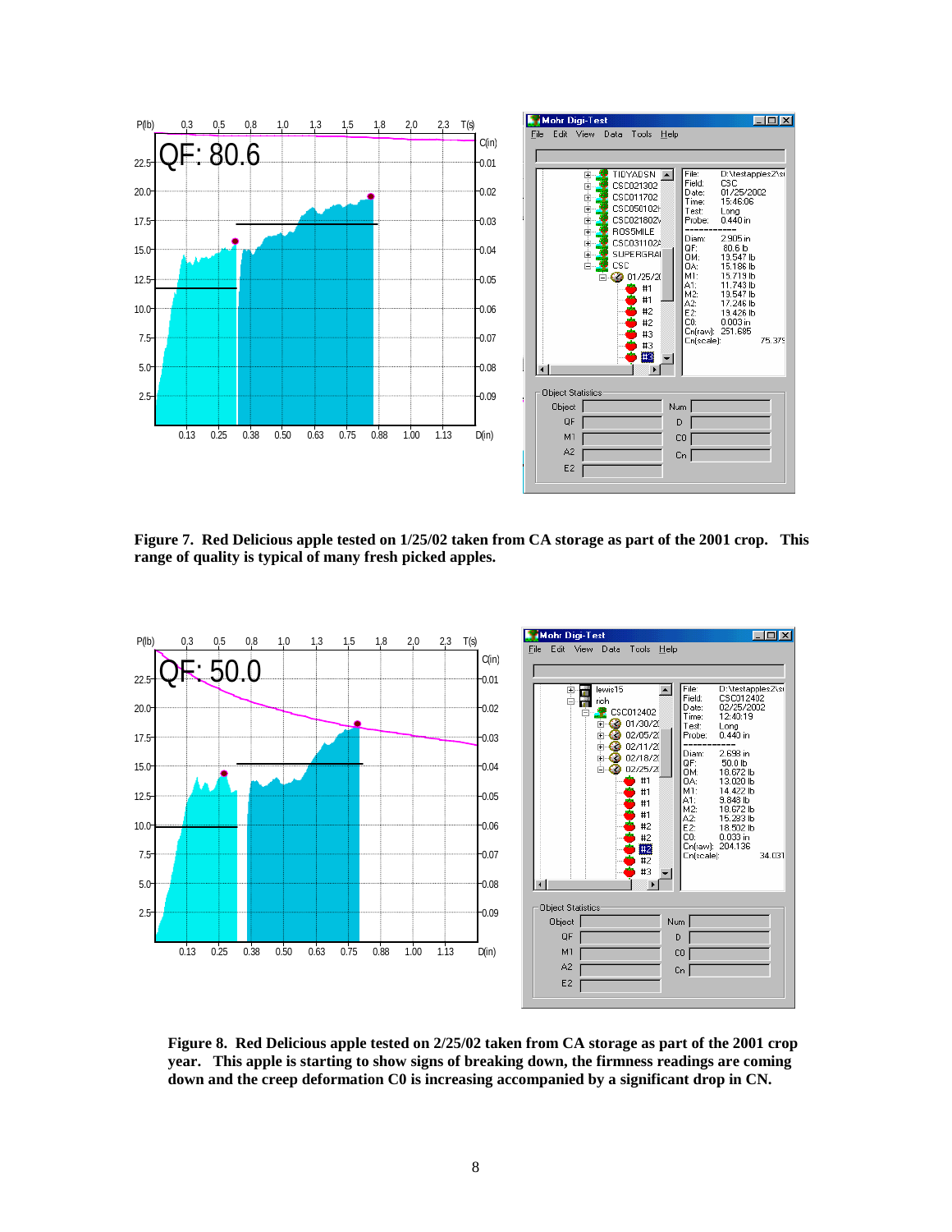P(lb) 0.3 0.5 0.8 1.0 1.3 1.5 1.8 2.0 2.3 T(s)

QF: 80.6

C(in)

22.5 20.0 17.5 15.0 12.5 10.0 7.5 5.0 2.5

0.01 0.02 0.03 0.04 0.05 0.06 0.07 0.08 0.09

0.13 0.25 0.38 0.50 0.63 0.75 0.88 1.00 1.13 D(in)

Mohr Digi-Test

File Edit View Data Tools Help

TIDYADSN
CSC021302
CSC011702
CSC050102
CSC021802
ROSSMILE
CSC031102
SUPERGRAI
CSC
01/25/2
#1
#1
#2
#2
#3
#3
#3

File: D:\testapples2\s
Field: CSC
Date: 01/25/2002
Time: 15:46:06
Test: Long
Probe: 0.440 in
Diam: 2.905 in
QF: 80.6 lb
OM: 13.547 lb
OA: 15.186 lb
M1: 15.719 lb
A1: 11.743 lb
M2: 19.547 lb
A2: 17.246 lb
E2: 19.426 lb
C0: 0.003 in
Cn(raw): 251.685
Cn(scale): 75.379

Object Statistics

Object
QF
M1
A2
E2
Num
D
C0
Cn

**Figure 7. Red Delicious apple tested on 1/25/02 taken from CA storage as part of the 2001 crop. This range of quality is typical of many fresh picked apples.**

P(lb) 0.3 0.5 0.8 1.0 1.3 1.5 1.8 2.0 2.3 T(s)

QF: 50.0

C(in)

22.5 20.0 17.5 15.0 12.5 10.0 7.5 5.0 2.5

0.01 0.02 0.03 0.04 0.05 0.06 0.07 0.08 0.09

0.13 0.25 0.38 0.50 0.63 0.75 0.88 1.00 1.13 D(in)

Mohr Digi-Test

File Edit View Data Tools Help

lewis15
rch
CSC012402
01/30/2
02/05/2
02/11/2
02/18/2
02/25/2
#1
#1
#1
#1
#2
#2
#2
#2
#3

File: D:\testapples2\s
Field: CSC012402
Date: 02/25/2002
Time: 12:40:19
Test: Long
Probe: 0.440 in
Diam: 2.698 in
QF: 50.0 lb
OM: 18.672 lb
OA: 13.020 lb
M1: 14.422 lb
A1: 9.848 lb
M2: 18.672 lb
A2: 15.293 lb
E2: 18.502 lb
C0: 0.033 in
Cn(raw): 204.136
Cn(scale): 34.031

Object Statistics

Object
QF
M1
A2
E2
Num
D
C0
Cn

**Figure 8. Red Delicious apple tested on 2/25/02 taken from CA storage as part of the 2001 crop year. This apple is starting to show signs of breaking down, the firmness readings are coming down and the creep deformation C0 is increasing accompanied by a significant drop in CN.**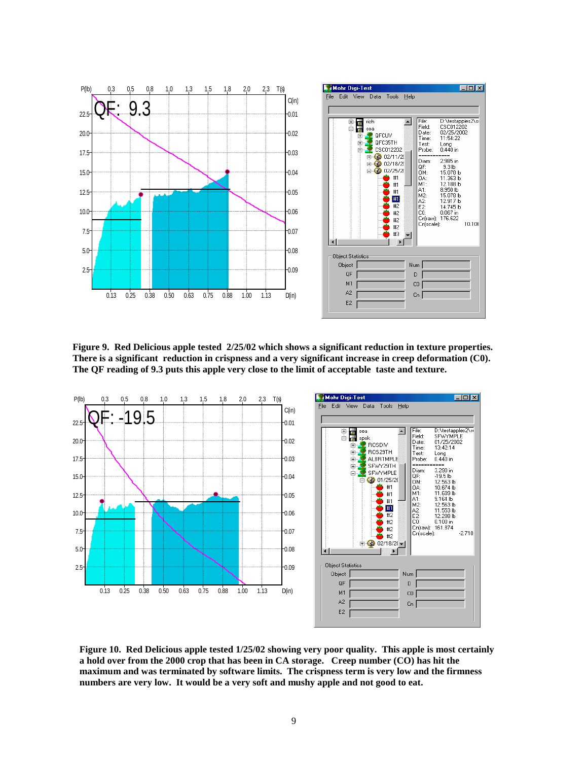P(lb) 0.3 0.5 0.8 1.0 1.3 1.5 1.8 2.0 2.3 T(s)

QF: 9.3

22.5 20.0 17.5 15.0 12.5 10.0 7.5 5.0 2.5

C(in) 0.01 0.02 0.03 0.04 0.05 0.06 0.07 0.08 0.09

0.13 0.25 0.38 0.50 0.63 0.75 0.88 1.00 1.13 D(in)

Mohr Digi-Test

File Edit View Data Tools Help

rich
sea
QFCUV
QFC35TH
CSC012202
02/11/2
02/18/2
02/25/2
#1
#1
#1
#1
#2
#2
#2
#2
#3

File: D:\testapples2\s
Field: CSC012202
Date: 02/25/2002
Time: 11:54:22
Test: Long
Probe: 0.440 in
Diam: 2.985 in
QF: 9.3 lb
OM: 15.070 lb
OA: 11.363 lb
M1: 12.188 lb
A1: 8.950 lb
M2: 15.070 lb
A2: 12.917 lb
E2: 14.745 lb
C0: 0.067 in
Cr(raw): 176.622
Cr(scale): 10.10

Object Statistics
Object
QF
M1
A2
E2
Num
D
C0
Cn

**Figure 9. Red Delicious apple tested 2/25/02 which shows a significant reduction in texture properties. There is a significant reduction in crispness and a very significant increase in creep deformation (C0). The QF reading of 9.3 puts this apple very close to the limit of acceptable taste and texture.**

P(lb) 0.3 0.5 0.8 1.0 1.3 1.5 1.8 2.0 2.3 T(s)

QF: -19.5

22.5 20.0 17.5 15.0 12.5 10.0 7.5 5.0 2.5

C(in) 0.01 0.02 0.03 0.04 0.05 0.06 0.07 0.08 0.09

0.13 0.25 0.38 0.50 0.63 0.75 0.88 1.00 1.13 D(in)

Mohr Digi-Test

File Edit View Data Tools Help

sea
spok
ROSDV
ROS29TH
ALBRTMPLE
SFWY29TH
SFWYMPLE
01/25/2
#1
#1
#1
#1
#2
#2
#2
#2
02/18/2

File: D:\testapples2\s
Field: SFWYMPLE
Date: 01/25/2002
Time: 13:42:14
Test: Long
Probe: 0.440 in
Diam: 3.290 in
QF: -19.5 lb
OM: 12.563 lb
OA: 10.674 lb
M1: 11.609 lb
A1: 9.164 lb
M2: 12.563 lb
A2: 11.553 lb
E2: 12.208 lb
C0: 0.100 in
Cr(raw): 161.874
Cr(scale): -2.718

Object Statistics
Object
QF
M1
A2
E2
Num
D
C0
Cn

**Figure 10. Red Delicious apple tested 1/25/02 showing very poor quality. This apple is most certainly a hold over from the 2000 crop that has been in CA storage. Creep number (CO) has hit the maximum and was terminated by software limits. The crispness term is very low and the firmness numbers are very low. It would be a very soft and mushy apple and not good to eat.**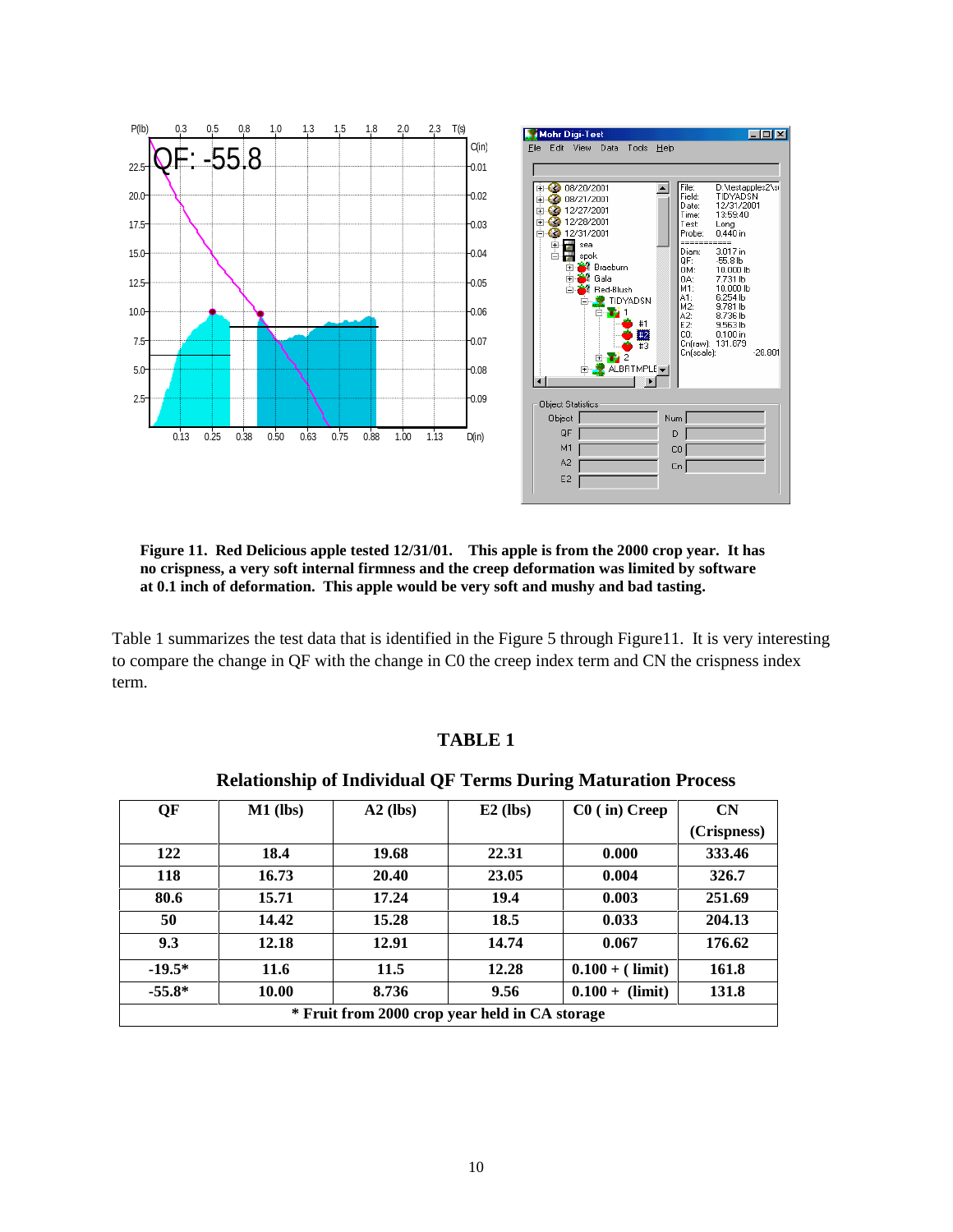**Figure 11. Red Delicious apple tested 12/31/01. This apple is from the 2000 crop year. It has no crispness, a very soft internal firmness and the creep deformation was limited by software at 0.1 inch of deformation. This apple would be very soft and mushy and bad tasting.**

Table 1 summarizes the test data that is identified in the Figure 5 through Figure11. It is very interesting to compare the change in QF with the change in C0 the creep index term and CN the crispness index term.

## TABLE 1

### Relationship of Individual QF Terms During Maturation Process

| QF | M1 (lbs) | A2 (lbs) | E2 (lbs) | C0 ( in) Creep | CN (Crispness) |
|---|---|---|---|---|---|
| 122 | 18.4 | 19.68 | 22.31 | 0.000 | 333.46 |
| 118 | 16.73 | 20.40 | 23.05 | 0.004 | 326.7 |
| 80.6 | 15.71 | 17.24 | 19.4 | 0.003 | 251.69 |
| 50 | 14.42 | 15.28 | 18.5 | 0.033 | 204.13 |
| 9.3 | 12.18 | 12.91 | 14.74 | 0.067 | 176.62 |
| -19.5* | 11.6 | 11.5 | 12.28 | 0.100 + ( limit) | 161.8 |
| -55.8* | 10.00 | 8.736 | 9.56 | 0.100 + (limit) | 131.8 |
| * Fruit from 2000 crop year held in CA storage | | | | | |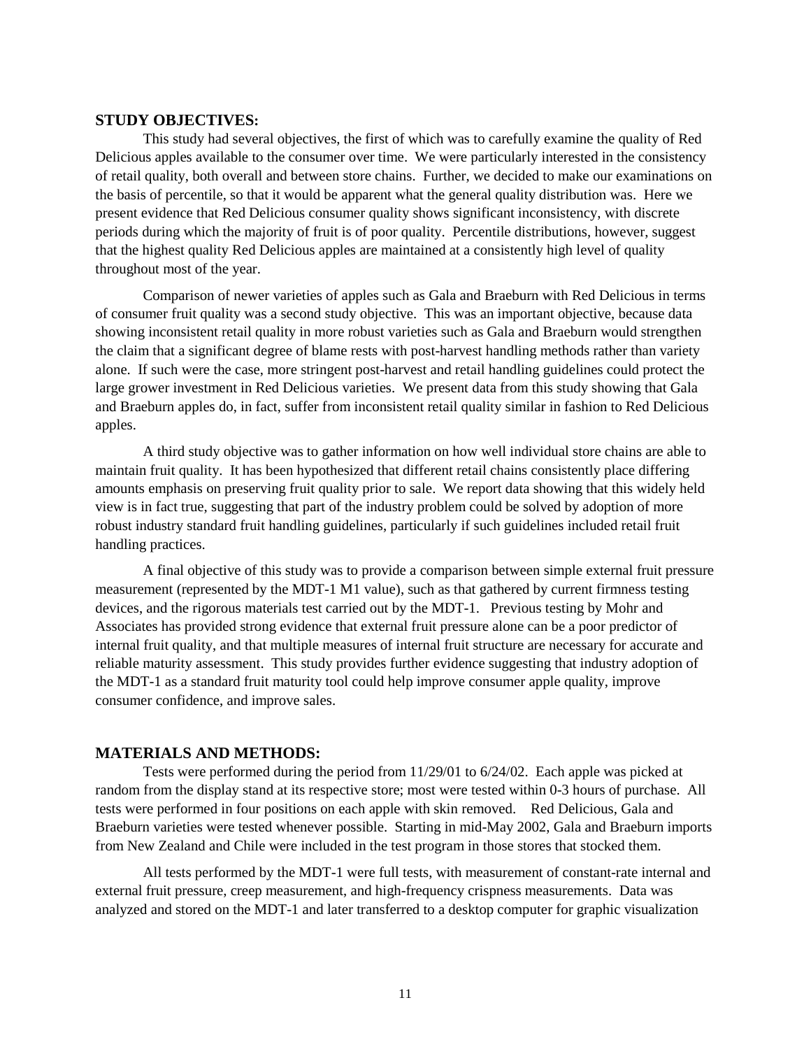## STUDY OBJECTIVES:

This study had several objectives, the first of which was to carefully examine the quality of Red Delicious apples available to the consumer over time. We were particularly interested in the consistency of retail quality, both overall and between store chains. Further, we decided to make our examinations on the basis of percentile, so that it would be apparent what the general quality distribution was. Here we present evidence that Red Delicious consumer quality shows significant inconsistency, with discrete periods during which the majority of fruit is of poor quality. Percentile distributions, however, suggest that the highest quality Red Delicious apples are maintained at a consistently high level of quality throughout most of the year.

Comparison of newer varieties of apples such as Gala and Braeburn with Red Delicious in terms of consumer fruit quality was a second study objective. This was an important objective, because data showing inconsistent retail quality in more robust varieties such as Gala and Braeburn would strengthen the claim that a significant degree of blame rests with post-harvest handling methods rather than variety alone. If such were the case, more stringent post-harvest and retail handling guidelines could protect the large grower investment in Red Delicious varieties. We present data from this study showing that Gala and Braeburn apples do, in fact, suffer from inconsistent retail quality similar in fashion to Red Delicious apples.

A third study objective was to gather information on how well individual store chains are able to maintain fruit quality. It has been hypothesized that different retail chains consistently place differing amounts emphasis on preserving fruit quality prior to sale. We report data showing that this widely held view is in fact true, suggesting that part of the industry problem could be solved by adoption of more robust industry standard fruit handling guidelines, particularly if such guidelines included retail fruit handling practices.

A final objective of this study was to provide a comparison between simple external fruit pressure measurement (represented by the MDT-1 M1 value), such as that gathered by current firmness testing devices, and the rigorous materials test carried out by the MDT-1. Previous testing by Mohr and Associates has provided strong evidence that external fruit pressure alone can be a poor predictor of internal fruit quality, and that multiple measures of internal fruit structure are necessary for accurate and reliable maturity assessment. This study provides further evidence suggesting that industry adoption of the MDT-1 as a standard fruit maturity tool could help improve consumer apple quality, improve consumer confidence, and improve sales.

## MATERIALS AND METHODS:

Tests were performed during the period from 11/29/01 to 6/24/02. Each apple was picked at random from the display stand at its respective store; most were tested within 0-3 hours of purchase. All tests were performed in four positions on each apple with skin removed. Red Delicious, Gala and Braeburn varieties were tested whenever possible. Starting in mid-May 2002, Gala and Braeburn imports from New Zealand and Chile were included in the test program in those stores that stocked them.

All tests performed by the MDT-1 were full tests, with measurement of constant-rate internal and external fruit pressure, creep measurement, and high-frequency crispness measurements. Data was analyzed and stored on the MDT-1 and later transferred to a desktop computer for graphic visualization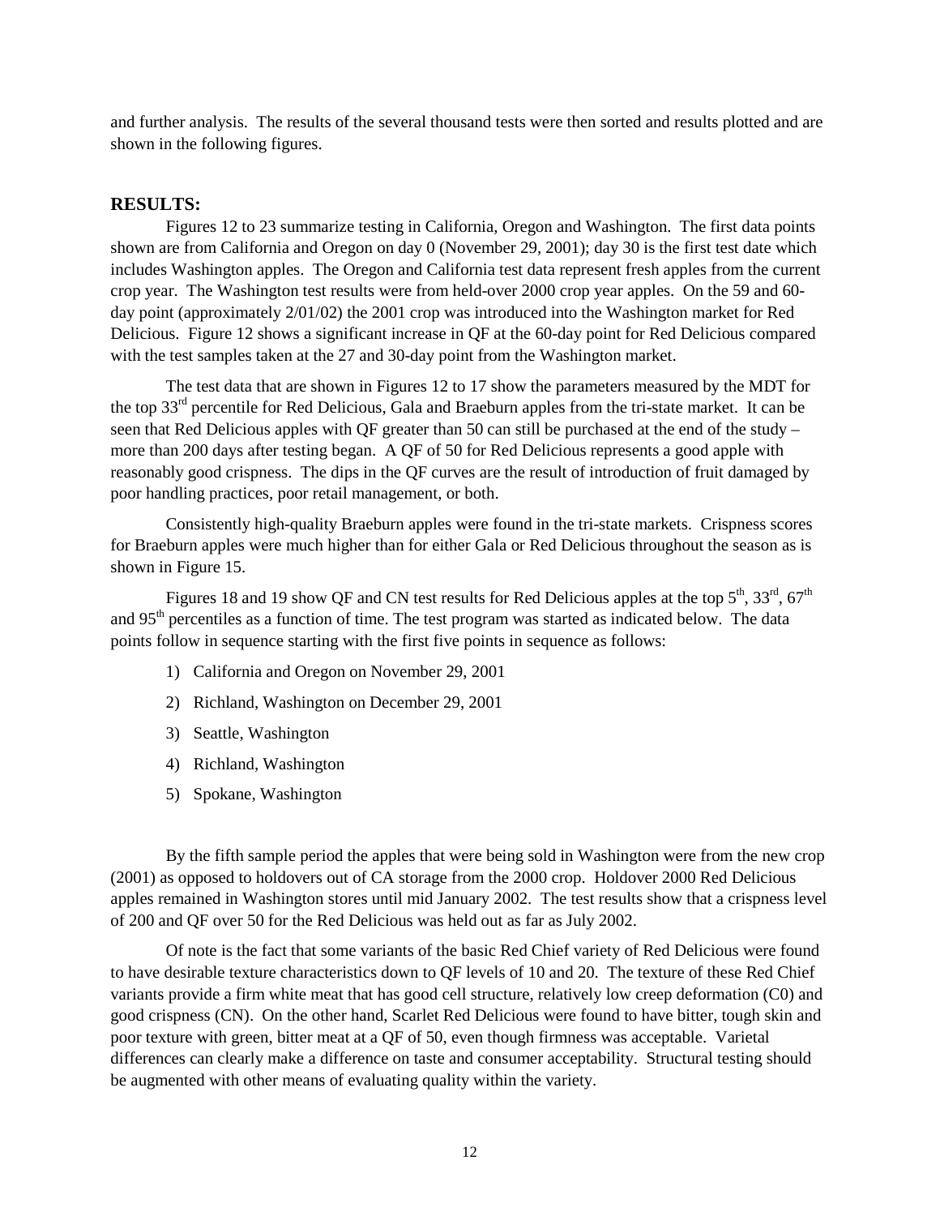and further analysis. The results of the several thousand tests were then sorted and results plotted and are shown in the following figures.

## RESULTS:

Figures 12 to 23 summarize testing in California, Oregon and Washington. The first data points shown are from California and Oregon on day 0 (November 29, 2001); day 30 is the first test date which includes Washington apples. The Oregon and California test data represent fresh apples from the current crop year. The Washington test results were from held-over 2000 crop year apples. On the 59 and 60-day point (approximately 2/01/02) the 2001 crop was introduced into the Washington market for Red Delicious. Figure 12 shows a significant increase in QF at the 60-day point for Red Delicious compared with the test samples taken at the 27 and 30-day point from the Washington market.

The test data that are shown in Figures 12 to 17 show the parameters measured by the MDT for the top 33rd percentile for Red Delicious, Gala and Braeburn apples from the tri-state market. It can be seen that Red Delicious apples with QF greater than 50 can still be purchased at the end of the study – more than 200 days after testing began. A QF of 50 for Red Delicious represents a good apple with reasonably good crispness. The dips in the QF curves are the result of introduction of fruit damaged by poor handling practices, poor retail management, or both.

Consistently high-quality Braeburn apples were found in the tri-state markets. Crispness scores for Braeburn apples were much higher than for either Gala or Red Delicious throughout the season as is shown in Figure 15.

Figures 18 and 19 show QF and CN test results for Red Delicious apples at the top 5th, 33rd, 67th and 95th percentiles as a function of time. The test program was started as indicated below. The data points follow in sequence starting with the first five points in sequence as follows:

1) California and Oregon on November 29, 2001
2) Richland, Washington on December 29, 2001
3) Seattle, Washington
4) Richland, Washington
5) Spokane, Washington

By the fifth sample period the apples that were being sold in Washington were from the new crop (2001) as opposed to holdovers out of CA storage from the 2000 crop. Holdover 2000 Red Delicious apples remained in Washington stores until mid January 2002. The test results show that a crispness level of 200 and QF over 50 for the Red Delicious was held out as far as July 2002.

Of note is the fact that some variants of the basic Red Chief variety of Red Delicious were found to have desirable texture characteristics down to QF levels of 10 and 20. The texture of these Red Chief variants provide a firm white meat that has good cell structure, relatively low creep deformation (C0) and good crispness (CN). On the other hand, Scarlet Red Delicious were found to have bitter, tough skin and poor texture with green, bitter meat at a QF of 50, even though firmness was acceptable. Varietal differences can clearly make a difference on taste and consumer acceptability. Structural testing should be augmented with other means of evaluating quality within the variety.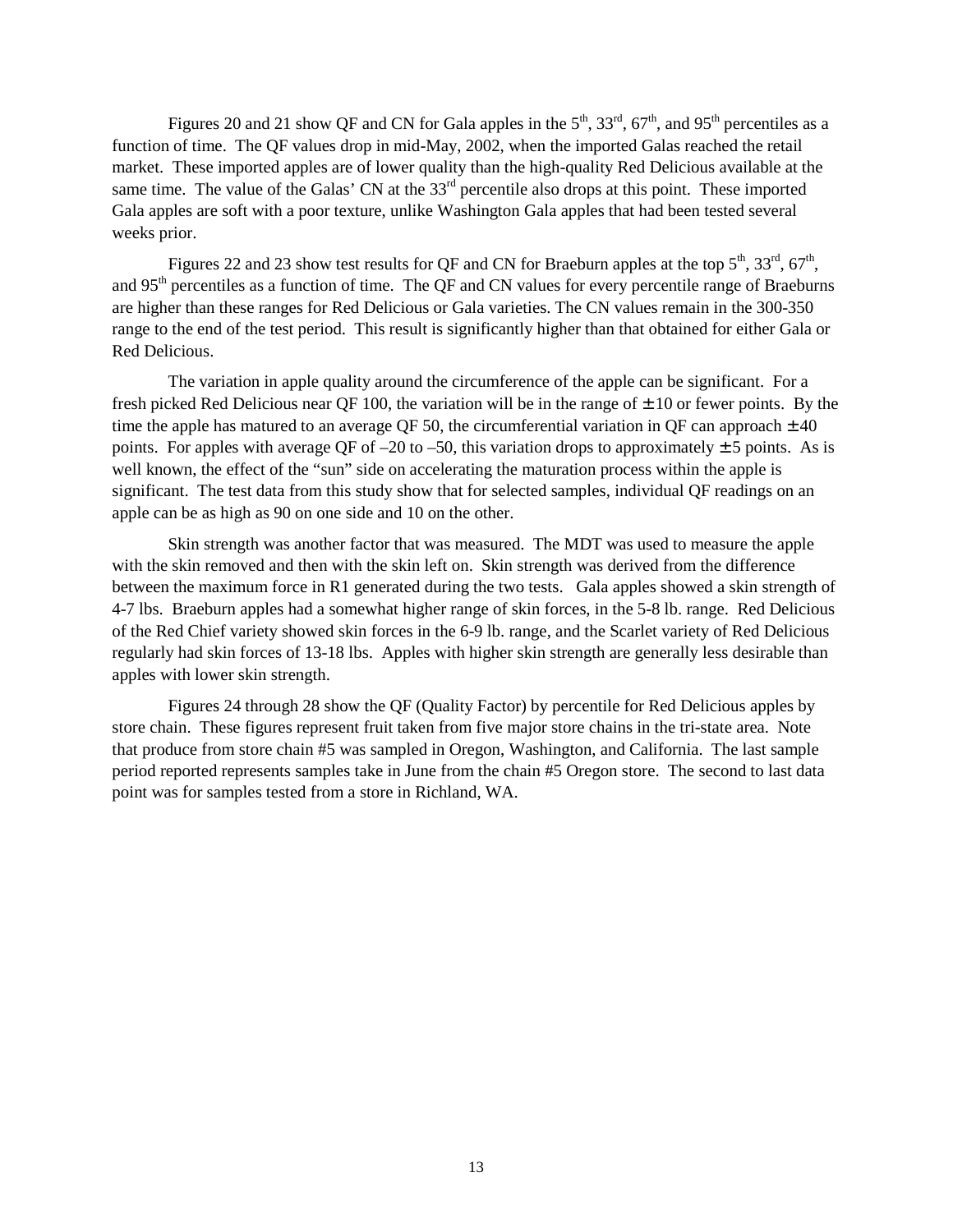Figures 20 and 21 show QF and CN for Gala apples in the 5th, 33rd, 67th, and 95th percentiles as a function of time. The QF values drop in mid-May, 2002, when the imported Galas reached the retail market. These imported apples are of lower quality than the high-quality Red Delicious available at the same time. The value of the Galas' CN at the 33rd percentile also drops at this point. These imported Gala apples are soft with a poor texture, unlike Washington Gala apples that had been tested several weeks prior.

Figures 22 and 23 show test results for QF and CN for Braeburn apples at the top 5th, 33rd, 67th, and 95th percentiles as a function of time. The QF and CN values for every percentile range of Braeburns are higher than these ranges for Red Delicious or Gala varieties. The CN values remain in the 300-350 range to the end of the test period. This result is significantly higher than that obtained for either Gala or Red Delicious.

The variation in apple quality around the circumference of the apple can be significant. For a fresh picked Red Delicious near QF 100, the variation will be in the range of $\pm$10 or fewer points. By the time the apple has matured to an average QF 50, the circumferential variation in QF can approach $\pm$40 points. For apples with average QF of –20 to –50, this variation drops to approximately $\pm$5 points. As is well known, the effect of the "sun" side on accelerating the maturation process within the apple is significant. The test data from this study show that for selected samples, individual QF readings on an apple can be as high as 90 on one side and 10 on the other.

Skin strength was another factor that was measured. The MDT was used to measure the apple with the skin removed and then with the skin left on. Skin strength was derived from the difference between the maximum force in R1 generated during the two tests. Gala apples showed a skin strength of 4-7 lbs. Braeburn apples had a somewhat higher range of skin forces, in the 5-8 lb. range. Red Delicious of the Red Chief variety showed skin forces in the 6-9 lb. range, and the Scarlet variety of Red Delicious regularly had skin forces of 13-18 lbs. Apples with higher skin strength are generally less desirable than apples with lower skin strength.

Figures 24 through 28 show the QF (Quality Factor) by percentile for Red Delicious apples by store chain. These figures represent fruit taken from five major store chains in the tri-state area. Note that produce from store chain #5 was sampled in Oregon, Washington, and California. The last sample period reported represents samples take in June from the chain #5 Oregon store. The second to last data point was for samples tested from a store in Richland, WA.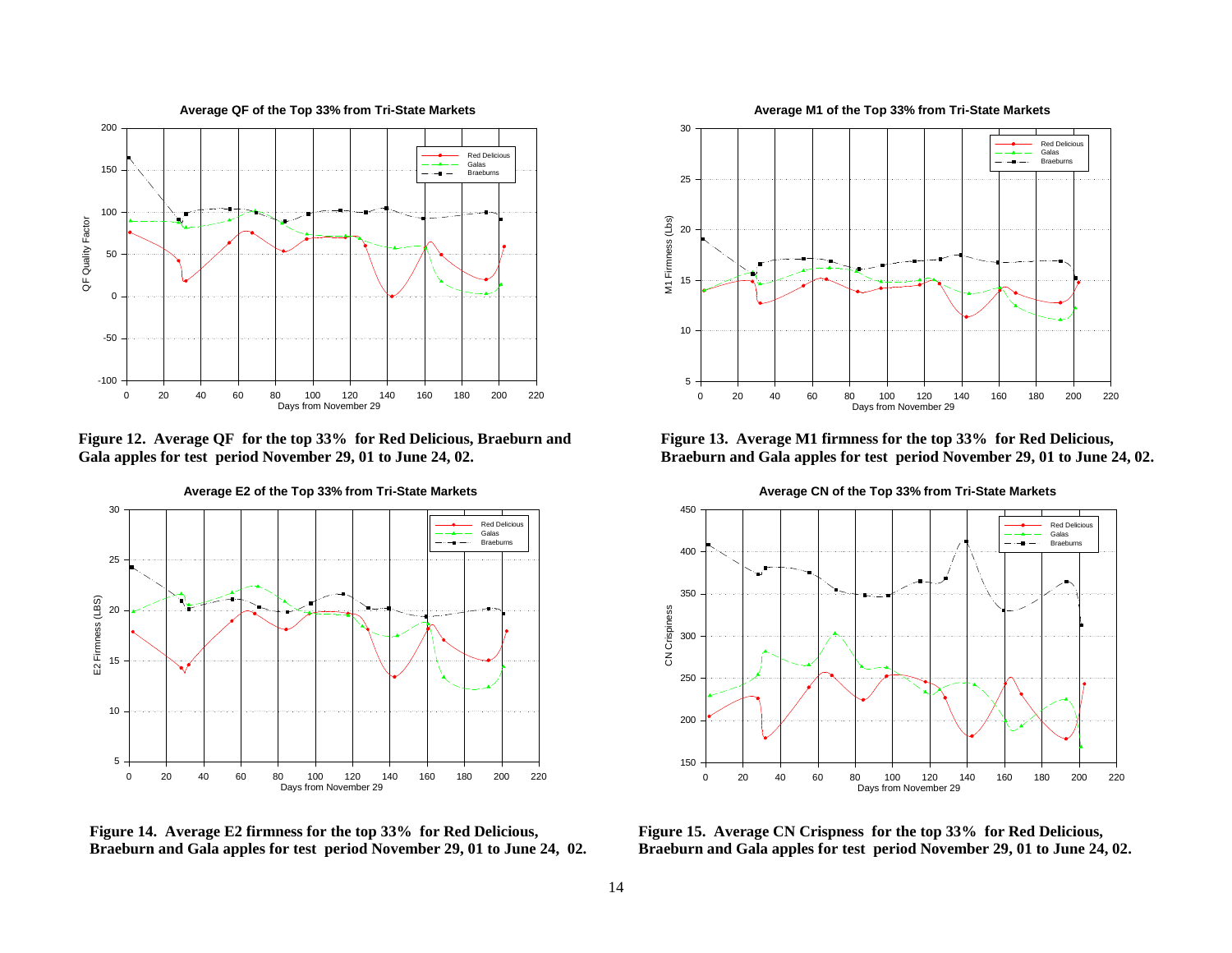Figure 12. Average QF for the top 33% for Red Delicious, Braeburn and Gala apples for test period November 29, 01 to June 24, 02.

Figure 13. Average M1 firmness for the top 33% for Red Delicious, Braeburn and Gala apples for test period November 29, 01 to June 24, 02.

Figure 14. Average E2 firmness for the top 33% for Red Delicious, Braeburn and Gala apples for test period November 29, 01 to June 24, 02.

Figure 15. Average CN Crispness for the top 33% for Red Delicious, Braeburn and Gala apples for test period November 29, 01 to June 24, 02.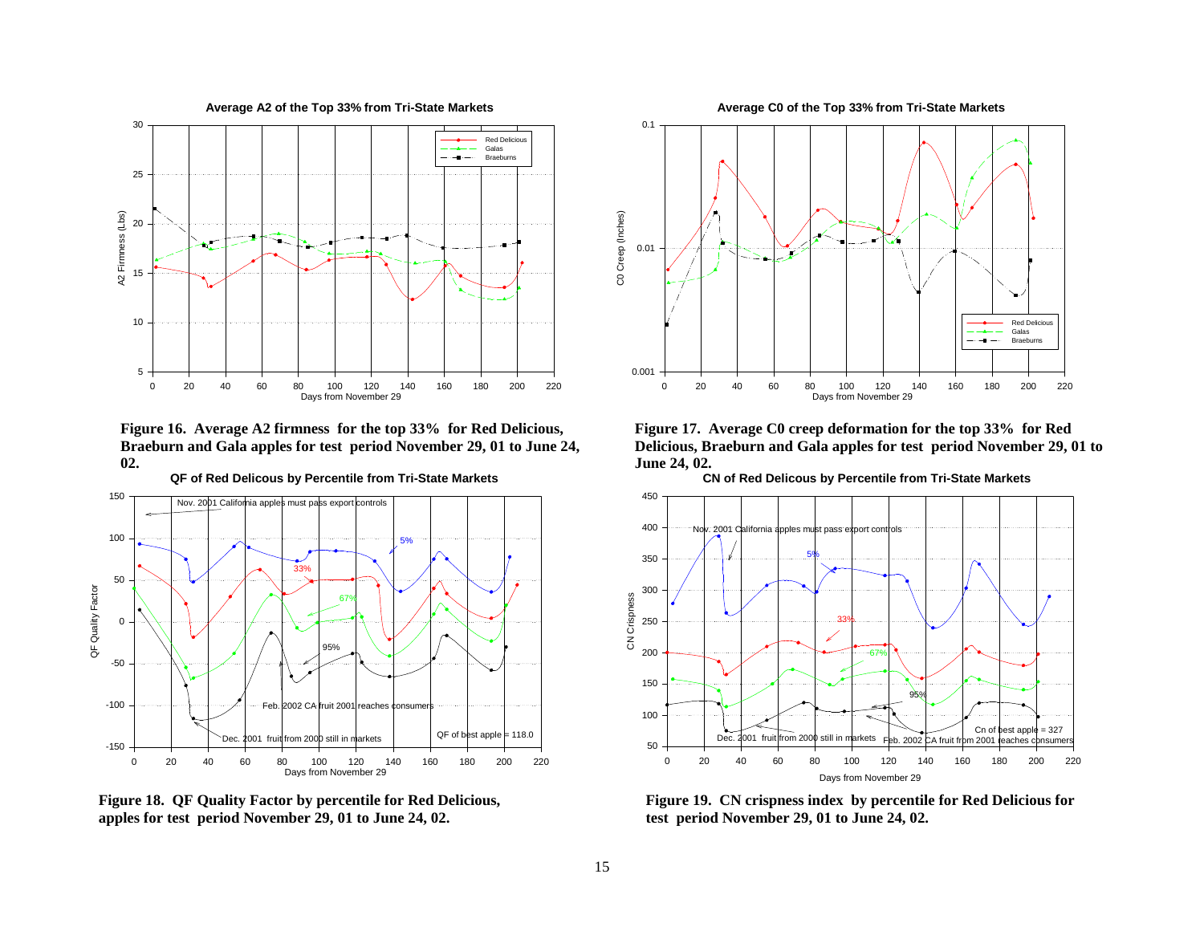Average A2 of the Top 33% from Tri-State Markets

A2 Firmness (Lbs)

Days from November 29

Red Delicious
Galas
Braeburns

**Figure 16. Average A2 firmness for the top 33% for Red Delicious, Braeburn and Gala apples for test period November 29, 01 to June 24, 02.**

Average C0 of the Top 33% from Tri-State Markets

C0 Creep (Inches)

Days from November 29

Red Delicious
Galas
Braeburns

**Figure 17. Average C0 creep deformation for the top 33% for Red Delicious, Braeburn and Gala apples for test period November 29, 01 to June 24, 02.**

QF of Red Delicous by Percentile from Tri-State Markets

QF Quality Factor

Days from November 29

Nov. 2001 California apples must pass export controls

5%

33%

67%

95%

Feb. 2002 CA fruit 2001 reaches consumers

Dec. 2001 fruit from 2000 still in markets

QF of best apple = 118.0

**Figure 18. QF Quality Factor by percentile for Red Delicious, apples for test period November 29, 01 to June 24, 02.**

CN of Red Delicous by Percentile from Tri-State Markets

CN Crispness

Days from November 29

Nov. 2001 California apples must pass export controls

5%

33%

67%

95%

Dec. 2001 fruit from 2000 still in markets

Feb. 2002 CA fruit from 2001 reaches consumers

Cn of best apple = 327

**Figure 19. CN crispness index by percentile for Red Delicious for test period November 29, 01 to June 24, 02.**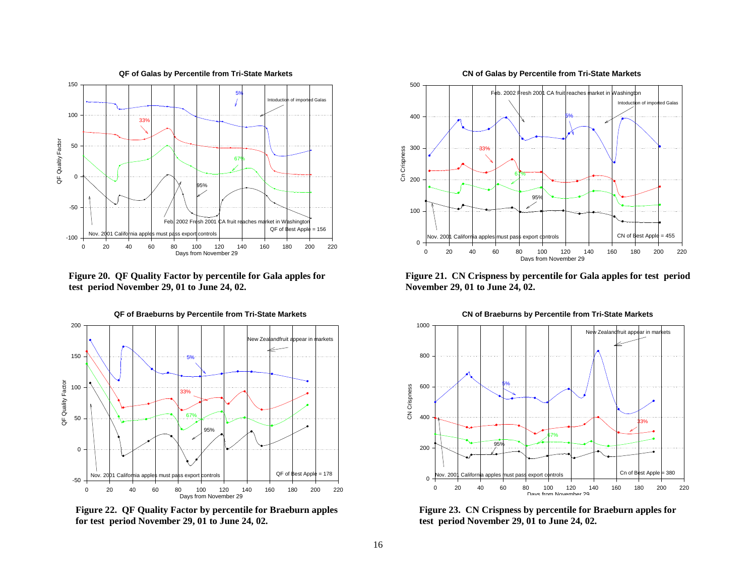QF of Galas by Percentile from Tri-State Markets

QF Qualty Factor

Days from November 29

5%

33%

67%

95%

Intoduction of imported Galas

Feb. 2002 Fresh 2001 CA fruit reaches market in Washington

QF of Best Apple = 156

Nov. 2001 California apples must pass export controls

150
100
50
0
-50
-100

0 20 40 60 80 100 120 140 160 180 200 220

**Figure 20. QF Quality Factor by percentile for Gala apples for test period November 29, 01 to June 24, 02.**

CN of Galas by Percentile from Tri-State Markets

Cn Crispness

Days from November 29

Feb. 2002 Fresh 2001 CA fruit reaches market in Washington

Intoduction of imported Galas

5%

33%

67%

95%

Nov. 2001 California apples must pass export controls

CN of Best Apple = 455

500
400
300
200
100
0

0 20 40 60 80 100 120 140 160 180 200 220

**Figure 21. CN Crispness by percentile for Gala apples for test period November 29, 01 to June 24, 02.**

QF of Braeburns by Percentile from Tri-State Markets

QF Quality Factor

Days from November 29

New Zealandfruit appear in markets

5%

33%

67%

95%

Nov. 2001 California apples must pass export controls

QF of Best Apple = 178

200
150
100
50
0
-50

0 20 40 60 80 100 120 140 160 180 200 220

**Figure 22. QF Quality Factor by percentile for Braeburn apples for test period November 29, 01 to June 24, 02.**

CN of Braeburns by Percentile from Tri-State Markets

CN Crispness

Days from November 29

New Zealandfruit appear in markets

5%

33%

67%

95%

Nov. 2001 California apples must pass export controls

Cn of Best Apple = 380

1000
800
600
400
200
0

0 20 40 60 80 100 120 140 160 180 200 220

**Figure 23. CN Crispness by percentile for Braeburn apples for test period November 29, 01 to June 24, 02.**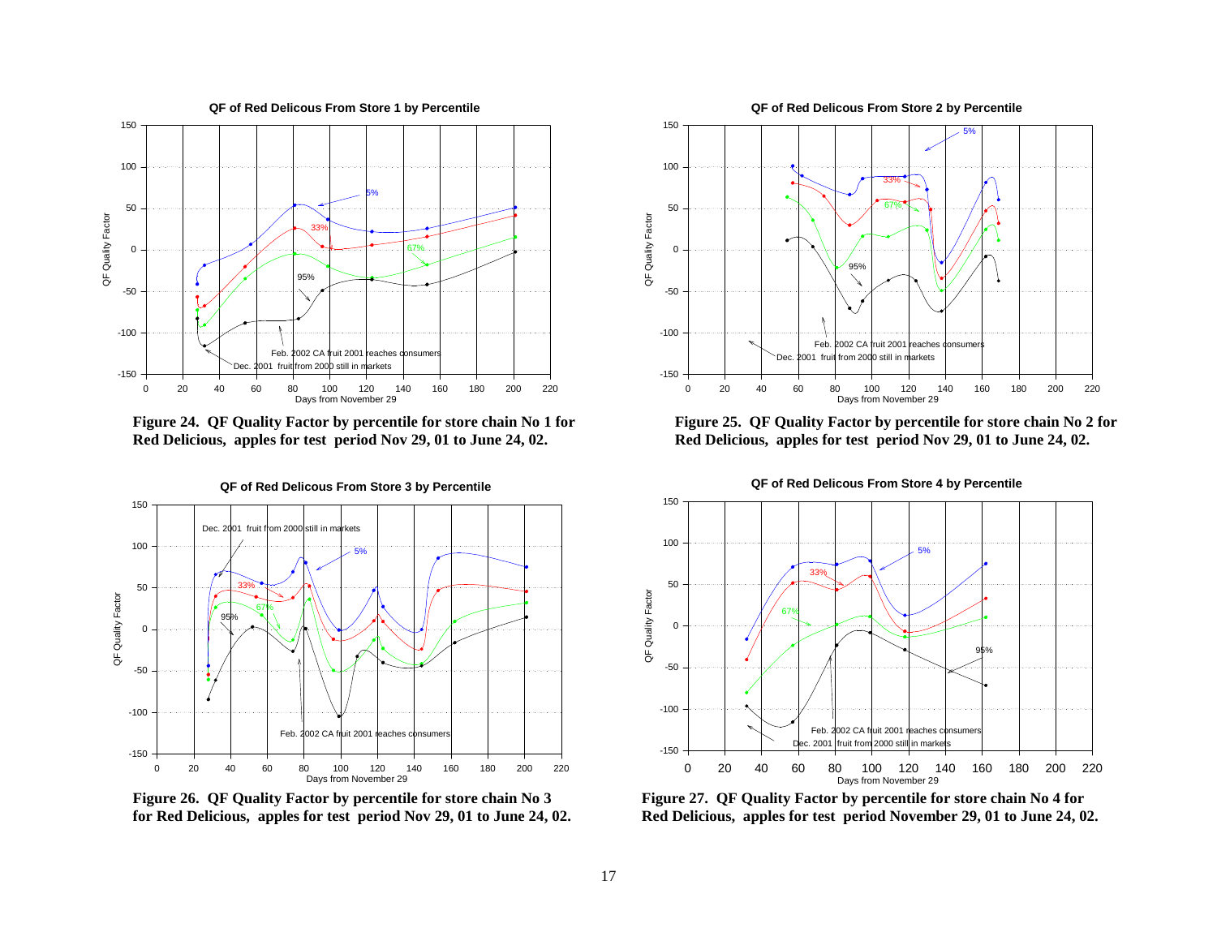QF of Red Delicous From Store 1 by Percentile

QF Quality Factor

150
100
50
0
-50
-100
-150

0 20 40 60 80 100 120 140 160 180 200 220

Days from November 29

5%
33%
67%
95%
Feb. 2002 CA fruit 2001 reaches consumers
Dec. 2001 fruit from 2000 still in markets

**Figure 24. QF Quality Factor by percentile for store chain No 1 for Red Delicious, apples for test period Nov 29, 01 to June 24, 02.**

QF of Red Delicous From Store 2 by Percentile

QF Quality Factor

150
100
50
0
-50
-100
-150

0 20 40 60 80 100 120 140 160 180 200 220

Days from November 29

5%
33%
67%
95%
Feb. 2002 CA fruit 2001 reaches consumers
Dec. 2001 fruit from 2000 still in markets

**Figure 25. QF Quality Factor by percentile for store chain No 2 for Red Delicious, apples for test period Nov 29, 01 to June 24, 02.**

QF of Red Delicous From Store 3 by Percentile

QF Quality Factor

150
100
50
0
-50
-100
-150

0 20 40 60 80 100 120 140 160 180 200 220

Days from November 29

Dec. 2001 fruit from 2000 still in markets
5%
33%
67%
95%
Feb. 2002 CA fruit 2001 reaches consumers

**Figure 26. QF Quality Factor by percentile for store chain No 3 for Red Delicious, apples for test period Nov 29, 01 to June 24, 02.**

QF of Red Delicous From Store 4 by Percentile

QF Quality Factor

150
100
50
0
-50
-100
-150

0 20 40 60 80 100 120 140 160 180 200 220

Days from November 29

5%
33%
67%
95%
Feb. 2002 CA fruit 2001 reaches consumers
Dec. 2001 fruit from 2000 still in markets

**Figure 27. QF Quality Factor by percentile for store chain No 4 for Red Delicious, apples for test period November 29, 01 to June 24, 02.**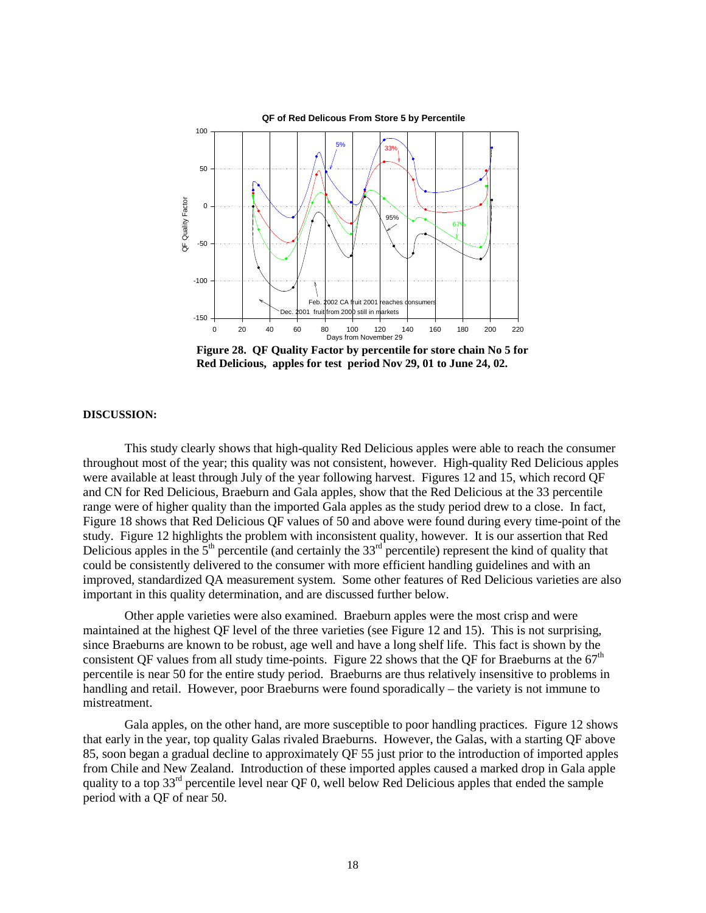QF of Red Delicous From Store 5 by Percentile

100
50
0
-50
-100
-150

QF Quality Factor

0 20 40 60 80 100 120 140 160 180 200 220

Days from November 29

5%

33%

95%

67%

Feb. 2002 CA fruit 2001 reaches consumers

Dec. 2001 fruit from 2000 still in markets

**Figure 28. QF Quality Factor by percentile for store chain No 5 for Red Delicious, apples for test period Nov 29, 01 to June 24, 02.**

**DISCUSSION:**

This study clearly shows that high-quality Red Delicious apples were able to reach the consumer throughout most of the year; this quality was not consistent, however. High-quality Red Delicious apples were available at least through July of the year following harvest. Figures 12 and 15, which record QF and CN for Red Delicious, Braeburn and Gala apples, show that the Red Delicious at the 33 percentile range were of higher quality than the imported Gala apples as the study period drew to a close. In fact, Figure 18 shows that Red Delicious QF values of 50 and above were found during every time-point of the study. Figure 12 highlights the problem with inconsistent quality, however. It is our assertion that Red Delicious apples in the 5th percentile (and certainly the 33rd percentile) represent the kind of quality that could be consistently delivered to the consumer with more efficient handling guidelines and with an improved, standardized QA measurement system. Some other features of Red Delicious varieties are also important in this quality determination, and are discussed further below.

Other apple varieties were also examined. Braeburn apples were the most crisp and were maintained at the highest QF level of the three varieties (see Figure 12 and 15). This is not surprising, since Braeburns are known to be robust, age well and have a long shelf life. This fact is shown by the consistent QF values from all study time-points. Figure 22 shows that the QF for Braeburns at the 67th percentile is near 50 for the entire study period. Braeburns are thus relatively insensitive to problems in handling and retail. However, poor Braeburns were found sporadically – the variety is not immune to mistreatment.

Gala apples, on the other hand, are more susceptible to poor handling practices. Figure 12 shows that early in the year, top quality Galas rivaled Braeburns. However, the Galas, with a starting QF above 85, soon began a gradual decline to approximately QF 55 just prior to the introduction of imported apples from Chile and New Zealand. Introduction of these imported apples caused a marked drop in Gala apple quality to a top 33rd percentile level near QF 0, well below Red Delicious apples that ended the sample period with a QF of near 50.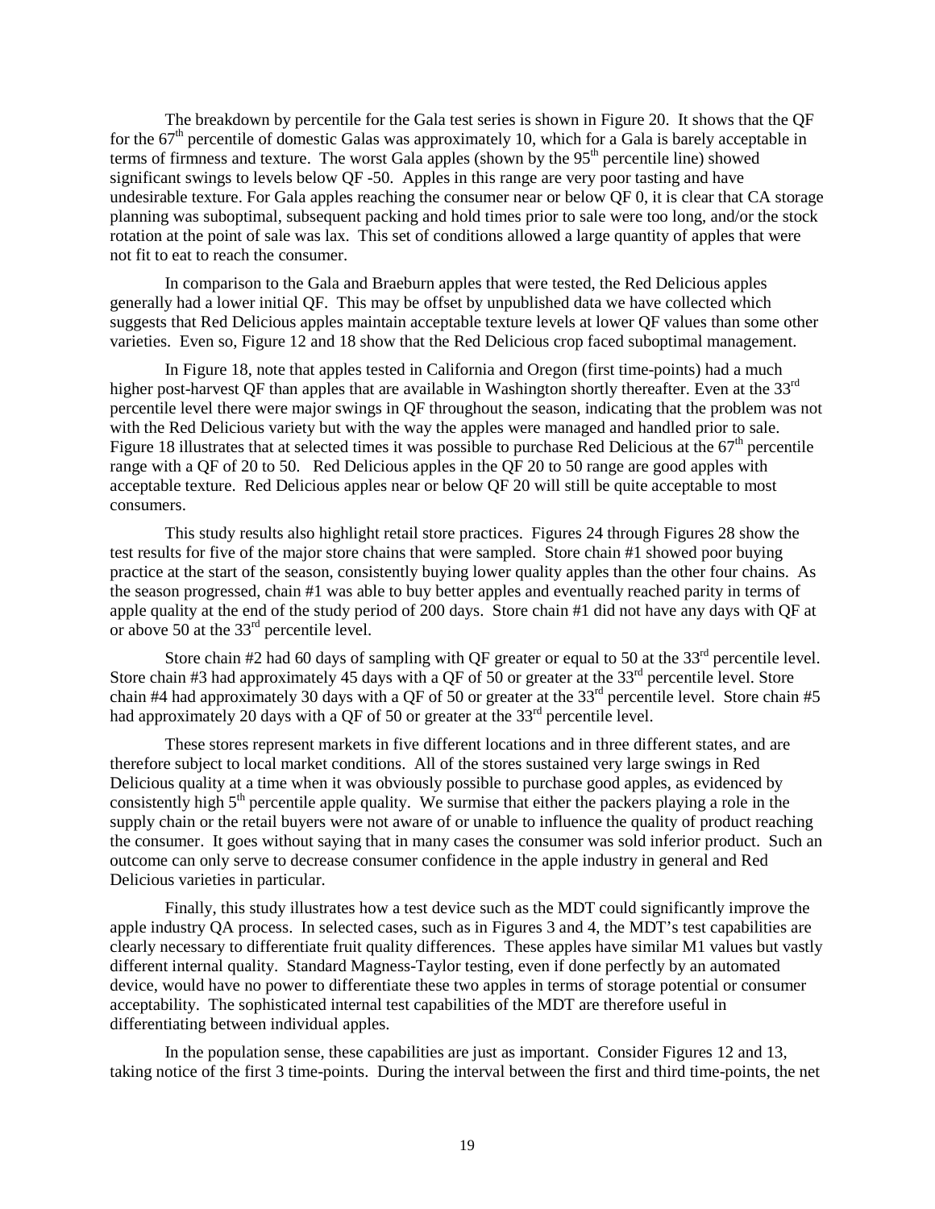The breakdown by percentile for the Gala test series is shown in Figure 20. It shows that the QF for the 67th percentile of domestic Galas was approximately 10, which for a Gala is barely acceptable in terms of firmness and texture. The worst Gala apples (shown by the 95th percentile line) showed significant swings to levels below QF -50. Apples in this range are very poor tasting and have undesirable texture. For Gala apples reaching the consumer near or below QF 0, it is clear that CA storage planning was suboptimal, subsequent packing and hold times prior to sale were too long, and/or the stock rotation at the point of sale was lax. This set of conditions allowed a large quantity of apples that were not fit to eat to reach the consumer.

In comparison to the Gala and Braeburn apples that were tested, the Red Delicious apples generally had a lower initial QF. This may be offset by unpublished data we have collected which suggests that Red Delicious apples maintain acceptable texture levels at lower QF values than some other varieties. Even so, Figure 12 and 18 show that the Red Delicious crop faced suboptimal management.

In Figure 18, note that apples tested in California and Oregon (first time-points) had a much higher post-harvest QF than apples that are available in Washington shortly thereafter. Even at the 33rd percentile level there were major swings in QF throughout the season, indicating that the problem was not with the Red Delicious variety but with the way the apples were managed and handled prior to sale. Figure 18 illustrates that at selected times it was possible to purchase Red Delicious at the 67th percentile range with a QF of 20 to 50. Red Delicious apples in the QF 20 to 50 range are good apples with acceptable texture. Red Delicious apples near or below QF 20 will still be quite acceptable to most consumers.

This study results also highlight retail store practices. Figures 24 through Figures 28 show the test results for five of the major store chains that were sampled. Store chain #1 showed poor buying practice at the start of the season, consistently buying lower quality apples than the other four chains. As the season progressed, chain #1 was able to buy better apples and eventually reached parity in terms of apple quality at the end of the study period of 200 days. Store chain #1 did not have any days with QF at or above 50 at the 33rd percentile level.

Store chain #2 had 60 days of sampling with QF greater or equal to 50 at the 33rd percentile level. Store chain #3 had approximately 45 days with a QF of 50 or greater at the 33rd percentile level. Store chain #4 had approximately 30 days with a QF of 50 or greater at the 33rd percentile level. Store chain #5 had approximately 20 days with a QF of 50 or greater at the 33rd percentile level.

These stores represent markets in five different locations and in three different states, and are therefore subject to local market conditions. All of the stores sustained very large swings in Red Delicious quality at a time when it was obviously possible to purchase good apples, as evidenced by consistently high 5th percentile apple quality. We surmise that either the packers playing a role in the supply chain or the retail buyers were not aware of or unable to influence the quality of product reaching the consumer. It goes without saying that in many cases the consumer was sold inferior product. Such an outcome can only serve to decrease consumer confidence in the apple industry in general and Red Delicious varieties in particular.

Finally, this study illustrates how a test device such as the MDT could significantly improve the apple industry QA process. In selected cases, such as in Figures 3 and 4, the MDT's test capabilities are clearly necessary to differentiate fruit quality differences. These apples have similar M1 values but vastly different internal quality. Standard Magness-Taylor testing, even if done perfectly by an automated device, would have no power to differentiate these two apples in terms of storage potential or consumer acceptability. The sophisticated internal test capabilities of the MDT are therefore useful in differentiating between individual apples.

In the population sense, these capabilities are just as important. Consider Figures 12 and 13, taking notice of the first 3 time-points. During the interval between the first and third time-points, the net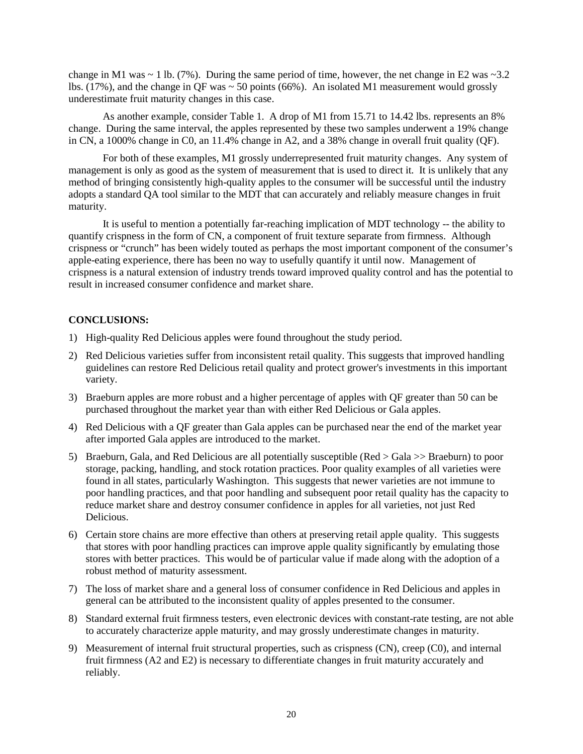change in M1 was ~ 1 lb. (7%). During the same period of time, however, the net change in E2 was ~3.2 lbs. (17%), and the change in QF was ~ 50 points (66%). An isolated M1 measurement would grossly underestimate fruit maturity changes in this case.

As another example, consider Table 1. A drop of M1 from 15.71 to 14.42 lbs. represents an 8% change. During the same interval, the apples represented by these two samples underwent a 19% change in CN, a 1000% change in C0, an 11.4% change in A2, and a 38% change in overall fruit quality (QF).

For both of these examples, M1 grossly underrepresented fruit maturity changes. Any system of management is only as good as the system of measurement that is used to direct it. It is unlikely that any method of bringing consistently high-quality apples to the consumer will be successful until the industry adopts a standard QA tool similar to the MDT that can accurately and reliably measure changes in fruit maturity.

It is useful to mention a potentially far-reaching implication of MDT technology -- the ability to quantify crispness in the form of CN, a component of fruit texture separate from firmness. Although crispness or "crunch" has been widely touted as perhaps the most important component of the consumer's apple-eating experience, there has been no way to usefully quantify it until now. Management of crispness is a natural extension of industry trends toward improved quality control and has the potential to result in increased consumer confidence and market share.

**CONCLUSIONS:**

1) High-quality Red Delicious apples were found throughout the study period.
2) Red Delicious varieties suffer from inconsistent retail quality. This suggests that improved handling guidelines can restore Red Delicious retail quality and protect grower's investments in this important variety.
3) Braeburn apples are more robust and a higher percentage of apples with QF greater than 50 can be purchased throughout the market year than with either Red Delicious or Gala apples.
4) Red Delicious with a QF greater than Gala apples can be purchased near the end of the market year after imported Gala apples are introduced to the market.
5) Braeburn, Gala, and Red Delicious are all potentially susceptible (Red > Gala >> Braeburn) to poor storage, packing, handling, and stock rotation practices. Poor quality examples of all varieties were found in all states, particularly Washington. This suggests that newer varieties are not immune to poor handling practices, and that poor handling and subsequent poor retail quality has the capacity to reduce market share and destroy consumer confidence in apples for all varieties, not just Red Delicious.
6) Certain store chains are more effective than others at preserving retail apple quality. This suggests that stores with poor handling practices can improve apple quality significantly by emulating those stores with better practices. This would be of particular value if made along with the adoption of a robust method of maturity assessment.
7) The loss of market share and a general loss of consumer confidence in Red Delicious and apples in general can be attributed to the inconsistent quality of apples presented to the consumer.
8) Standard external fruit firmness testers, even electronic devices with constant-rate testing, are not able to accurately characterize apple maturity, and may grossly underestimate changes in maturity.
9) Measurement of internal fruit structural properties, such as crispness (CN), creep (C0), and internal fruit firmness (A2 and E2) is necessary to differentiate changes in fruit maturity accurately and reliably.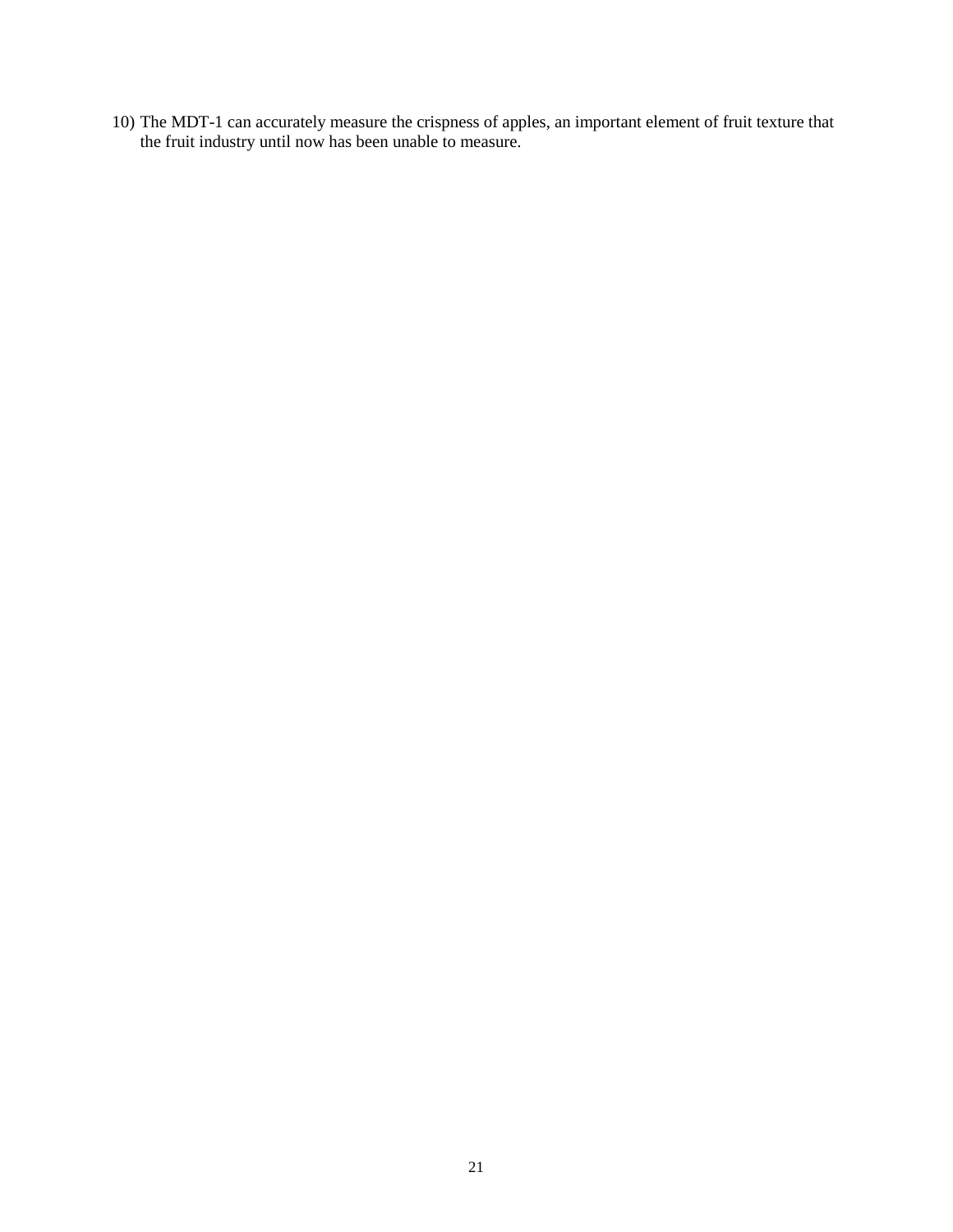10) The MDT-1 can accurately measure the crispness of apples, an important element of fruit texture that the fruit industry until now has been unable to measure.